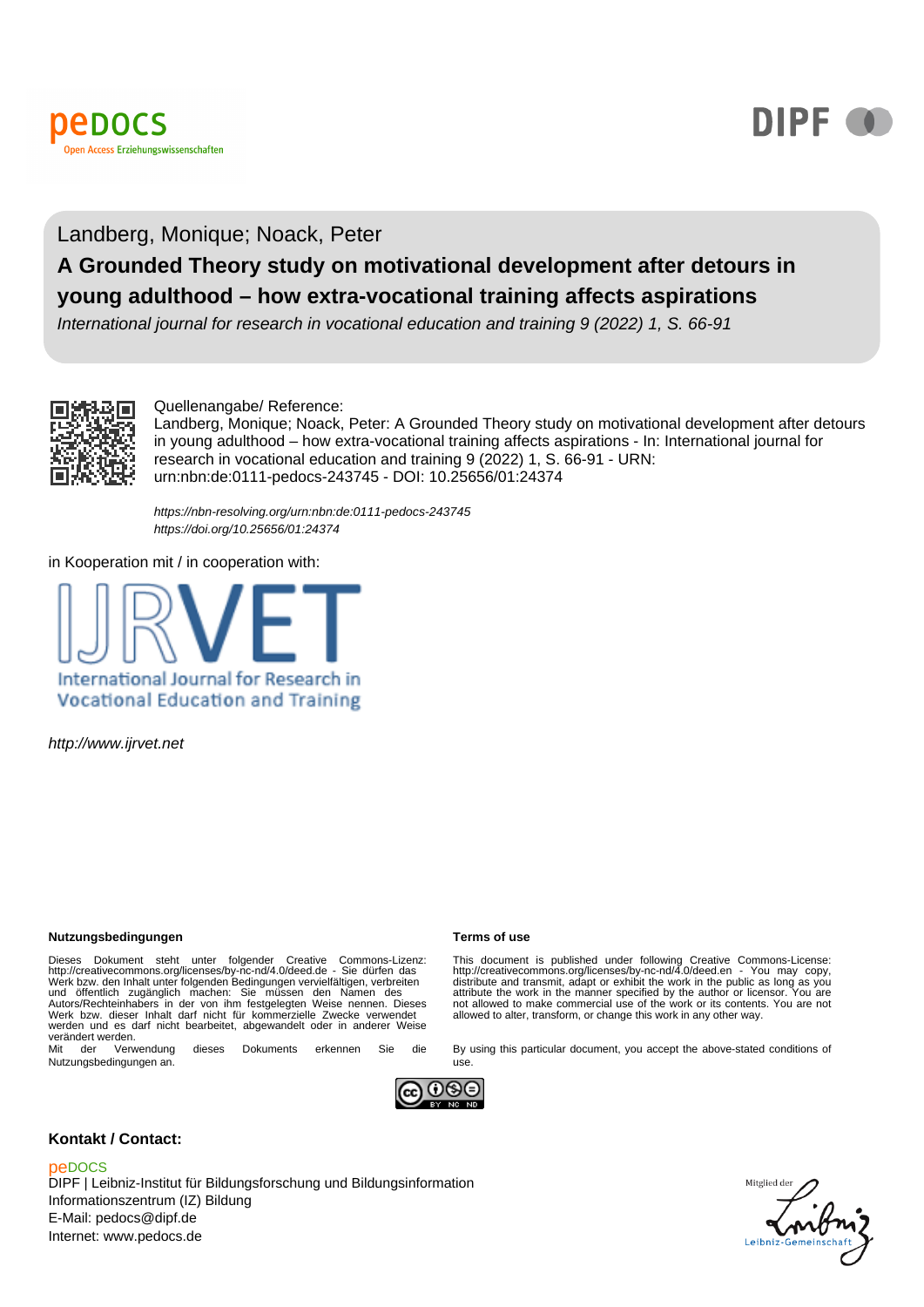Landberg, Monique; Noack, Peter

# A Grounded Theory study on motivational development after detours in young adulthood – how extra-vocational training affects aspirations

*International journal for research in vocational education and training 9 (2022) 1, S. 66-91*

Quellenangabe/ Reference:

Landberg, Monique; Noack, Peter: A Grounded Theory study on motivational development after detours in young adulthood – how extra-vocational training affects aspirations - In: International journal for research in vocational education and training 9 (2022) 1, S. 66-91 - URN: urn:nbn:de:0111-pedocs-243745 - DOI: 10.25656/01:24374

*https://nbn-resolving.org/urn:nbn:de:0111-pedocs-243745*
*https://doi.org/10.25656/01:24374*

in Kooperation mit / in cooperation with:

IJRVET
International Journal for Research in Vocational Education and Training

*http://www.ijrvet.net*

**Nutzungsbedingungen**

Dieses Dokument steht unter folgender Creative Commons-Lizenz: http://creativecommons.org/licenses/by-nc-nd/4.0/deed.de - Sie dürfen das Werk bzw. den Inhalt unter folgenden Bedingungen vervielfältigen, verbreiten und öffentlich zugänglich machen: Sie müssen den Namen des Autors/Rechteinhabers in der von ihm festgelegten Weise nennen. Dieses Werk bzw. dieser Inhalt darf nicht für kommerzielle Zwecke verwendet werden und es darf nicht bearbeitet, abgewandelt oder in anderer Weise verändert werden.

Mit der Verwendung dieses Dokuments erkennen Sie die Nutzungsbedingungen an.

**Terms of use**

This document is published under following Creative Commons-License: http://creativecommons.org/licenses/by-nc-nd/4.0/deed.en - You may copy, distribute and transmit, adapt or exhibit the work in the public as long as you attribute the work in the manner specified by the author or licensor. You are not allowed to make commercial use of the work or its contents. You are not allowed to alter, transform, or change this work in any other way.

By using this particular document, you accept the above-stated conditions of use.

**Kontakt / Contact:**

peDOCS
DIPF | Leibniz-Institut für Bildungsforschung und Bildungsinformation
Informationszentrum (IZ) Bildung
E-Mail: pedocs@dipf.de
Internet: www.pedocs.de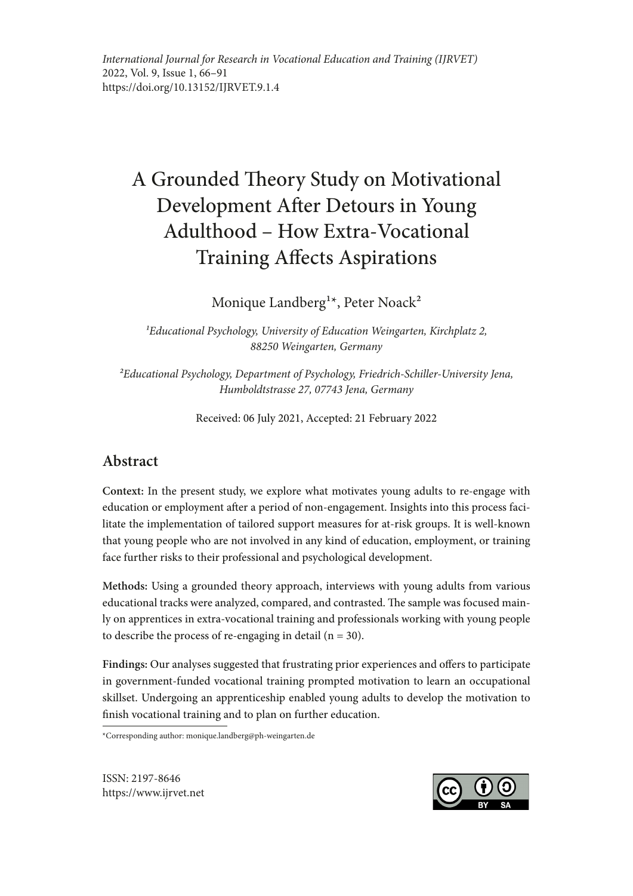# A Grounded Theory Study on Motivational Development After Detours in Young Adulthood – How Extra-Vocational Training Affects Aspirations

Monique Landberg[1]*, Peter Noack[2]

[1]*Educational Psychology, University of Education Weingarten, Kirchplatz 2, 88250 Weingarten, Germany*

[2]*Educational Psychology, Department of Psychology, Friedrich-Schiller-University Jena, Humboldtstrasse 27, 07743 Jena, Germany*

Received: 06 July 2021, Accepted: 21 February 2022

## Abstract

**Context:** In the present study, we explore what motivates young adults to re-engage with education or employment after a period of non-engagement. Insights into this process facilitate the implementation of tailored support measures for at-risk groups. It is well-known that young people who are not involved in any kind of education, employment, or training face further risks to their professional and psychological development.

**Methods:** Using a grounded theory approach, interviews with young adults from various educational tracks were analyzed, compared, and contrasted. The sample was focused mainly on apprentices in extra-vocational training and professionals working with young people to describe the process of re-engaging in detail (n = 30).

**Findings:** Our analyses suggested that frustrating prior experiences and offers to participate in government-funded vocational training prompted motivation to learn an occupational skillset. Undergoing an apprenticeship enabled young adults to develop the motivation to finish vocational training and to plan on further education.

*Corresponding author: monique.landberg@ph-weingarten.de

ISSN: 2197-8646
https://www.ijrvet.net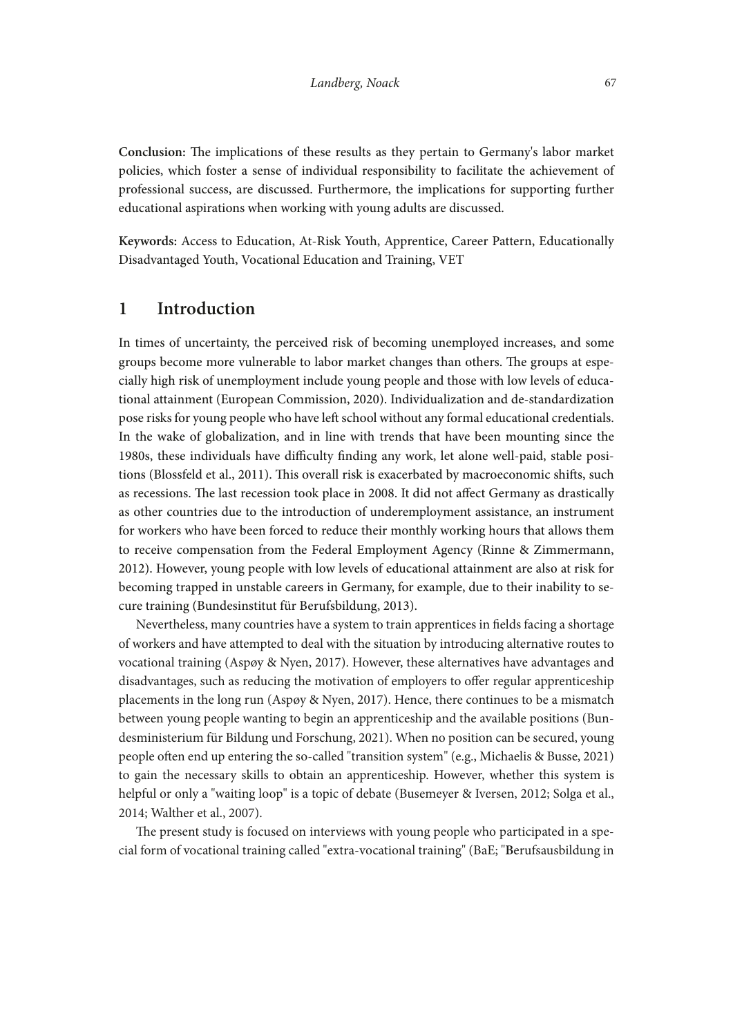**Conclusion:** The implications of these results as they pertain to Germany's labor market policies, which foster a sense of individual responsibility to facilitate the achievement of professional success, are discussed. Furthermore, the implications for supporting further educational aspirations when working with young adults are discussed.

**Keywords:** Access to Education, At-Risk Youth, Apprentice, Career Pattern, Educationally Disadvantaged Youth, Vocational Education and Training, VET

## 1 Introduction

In times of uncertainty, the perceived risk of becoming unemployed increases, and some groups become more vulnerable to labor market changes than others. The groups at especially high risk of unemployment include young people and those with low levels of educational attainment (European Commission, 2020). Individualization and de-standardization pose risks for young people who have left school without any formal educational credentials. In the wake of globalization, and in line with trends that have been mounting since the 1980s, these individuals have difficulty finding any work, let alone well-paid, stable positions (Blossfeld et al., 2011). This overall risk is exacerbated by macroeconomic shifts, such as recessions. The last recession took place in 2008. It did not affect Germany as drastically as other countries due to the introduction of underemployment assistance, an instrument for workers who have been forced to reduce their monthly working hours that allows them to receive compensation from the Federal Employment Agency (Rinne & Zimmermann, 2012). However, young people with low levels of educational attainment are also at risk for becoming trapped in unstable careers in Germany, for example, due to their inability to secure training (Bundesinstitut für Berufsbildung, 2013).

Nevertheless, many countries have a system to train apprentices in fields facing a shortage of workers and have attempted to deal with the situation by introducing alternative routes to vocational training (Aspøy & Nyen, 2017). However, these alternatives have advantages and disadvantages, such as reducing the motivation of employers to offer regular apprenticeship placements in the long run (Aspøy & Nyen, 2017). Hence, there continues to be a mismatch between young people wanting to begin an apprenticeship and the available positions (Bundesministerium für Bildung und Forschung, 2021). When no position can be secured, young people often end up entering the so-called "transition system" (e.g., Michaelis & Busse, 2021) to gain the necessary skills to obtain an apprenticeship. However, whether this system is helpful or only a "waiting loop" is a topic of debate (Busemeyer & Iversen, 2012; Solga et al., 2014; Walther et al., 2007).

The present study is focused on interviews with young people who participated in a special form of vocational training called "extra-vocational training" (BaE; "**B**erufsausbildung in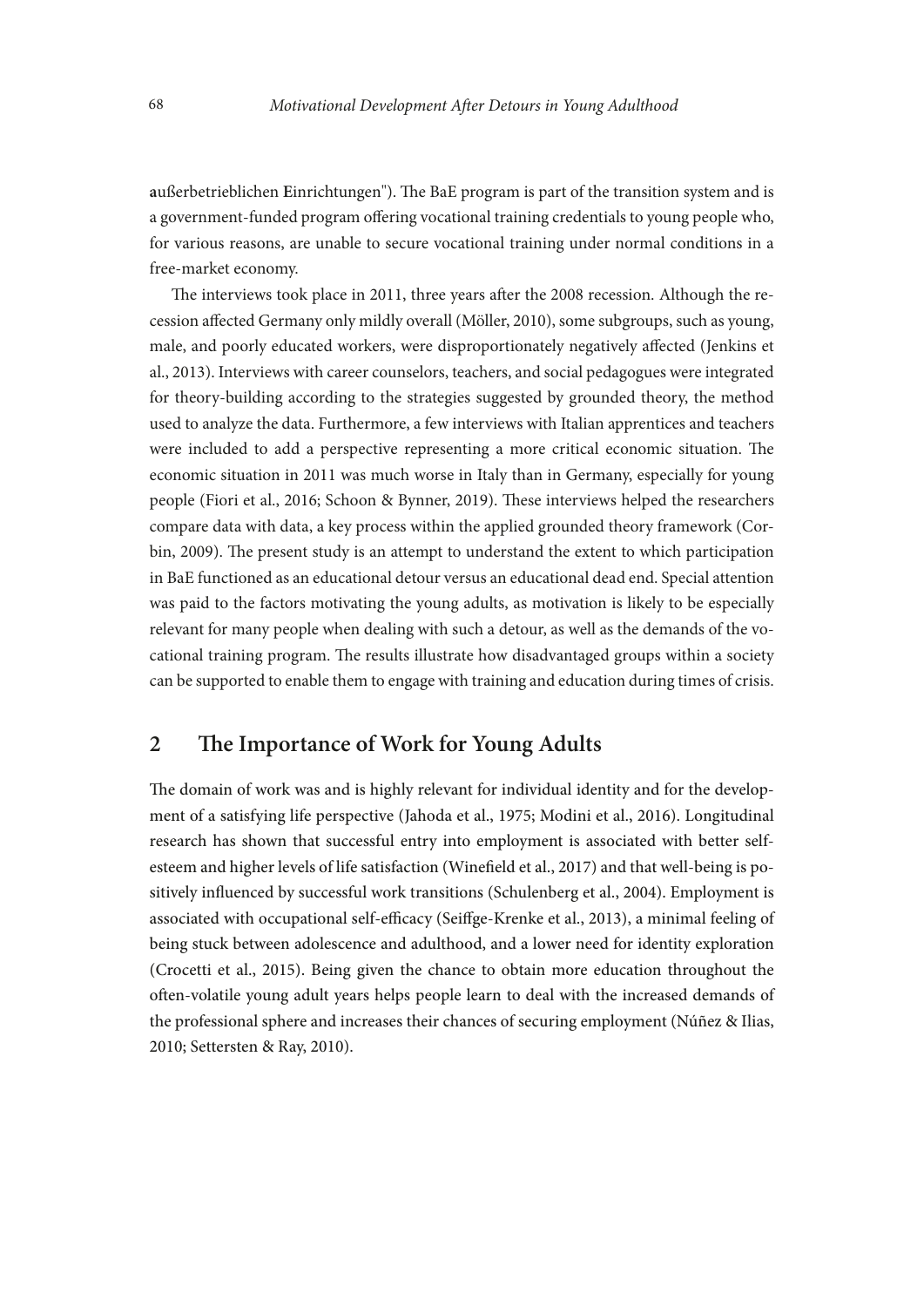**a**ußerbetrieblichen **E**inrichtungen"). The BaE program is part of the transition system and is a government-funded program offering vocational training credentials to young people who, for various reasons, are unable to secure vocational training under normal conditions in a free-market economy.

The interviews took place in 2011, three years after the 2008 recession. Although the recession affected Germany only mildly overall (Möller, 2010), some subgroups, such as young, male, and poorly educated workers, were disproportionately negatively affected (Jenkins et al., 2013). Interviews with career counselors, teachers, and social pedagogues were integrated for theory-building according to the strategies suggested by grounded theory, the method used to analyze the data. Furthermore, a few interviews with Italian apprentices and teachers were included to add a perspective representing a more critical economic situation. The economic situation in 2011 was much worse in Italy than in Germany, especially for young people (Fiori et al., 2016; Schoon & Bynner, 2019). These interviews helped the researchers compare data with data, a key process within the applied grounded theory framework (Corbin, 2009). The present study is an attempt to understand the extent to which participation in BaE functioned as an educational detour versus an educational dead end. Special attention was paid to the factors motivating the young adults, as motivation is likely to be especially relevant for many people when dealing with such a detour, as well as the demands of the vocational training program. The results illustrate how disadvantaged groups within a society can be supported to enable them to engage with training and education during times of crisis.

## 2 The Importance of Work for Young Adults

The domain of work was and is highly relevant for individual identity and for the development of a satisfying life perspective (Jahoda et al., 1975; Modini et al., 2016). Longitudinal research has shown that successful entry into employment is associated with better self-esteem and higher levels of life satisfaction (Winefield et al., 2017) and that well-being is positively influenced by successful work transitions (Schulenberg et al., 2004). Employment is associated with occupational self-efficacy (Seiffge-Krenke et al., 2013), a minimal feeling of being stuck between adolescence and adulthood, and a lower need for identity exploration (Crocetti et al., 2015). Being given the chance to obtain more education throughout the often-volatile young adult years helps people learn to deal with the increased demands of the professional sphere and increases their chances of securing employment (Núñez & Ilias, 2010; Settersten & Ray, 2010).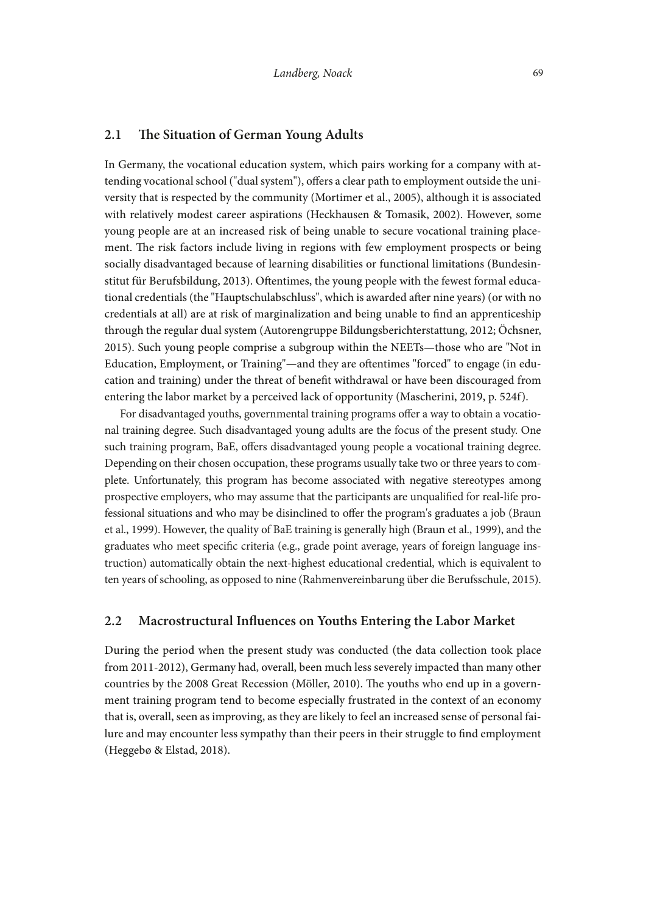## 2.1 The Situation of German Young Adults

In Germany, the vocational education system, which pairs working for a company with attending vocational school ("dual system"), offers a clear path to employment outside the university that is respected by the community (Mortimer et al., 2005), although it is associated with relatively modest career aspirations (Heckhausen & Tomasik, 2002). However, some young people are at an increased risk of being unable to secure vocational training placement. The risk factors include living in regions with few employment prospects or being socially disadvantaged because of learning disabilities or functional limitations (Bundesinstitut für Berufsbildung, 2013). Oftentimes, the young people with the fewest formal educational credentials (the "Hauptschulabschluss", which is awarded after nine years) (or with no credentials at all) are at risk of marginalization and being unable to find an apprenticeship through the regular dual system (Autorengruppe Bildungsberichterstattung, 2012; Öchsner, 2015). Such young people comprise a subgroup within the NEETs—those who are "Not in Education, Employment, or Training"—and they are oftentimes "forced" to engage (in education and training) under the threat of benefit withdrawal or have been discouraged from entering the labor market by a perceived lack of opportunity (Mascherini, 2019, p. 524f).

For disadvantaged youths, governmental training programs offer a way to obtain a vocational training degree. Such disadvantaged young adults are the focus of the present study. One such training program, BaE, offers disadvantaged young people a vocational training degree. Depending on their chosen occupation, these programs usually take two or three years to complete. Unfortunately, this program has become associated with negative stereotypes among prospective employers, who may assume that the participants are unqualified for real-life professional situations and who may be disinclined to offer the program's graduates a job (Braun et al., 1999). However, the quality of BaE training is generally high (Braun et al., 1999), and the graduates who meet specific criteria (e.g., grade point average, years of foreign language instruction) automatically obtain the next-highest educational credential, which is equivalent to ten years of schooling, as opposed to nine (Rahmenvereinbarung über die Berufsschule, 2015).

## 2.2 Macrostructural Influences on Youths Entering the Labor Market

During the period when the present study was conducted (the data collection took place from 2011-2012), Germany had, overall, been much less severely impacted than many other countries by the 2008 Great Recession (Möller, 2010). The youths who end up in a government training program tend to become especially frustrated in the context of an economy that is, overall, seen as improving, as they are likely to feel an increased sense of personal failure and may encounter less sympathy than their peers in their struggle to find employment (Heggebø & Elstad, 2018).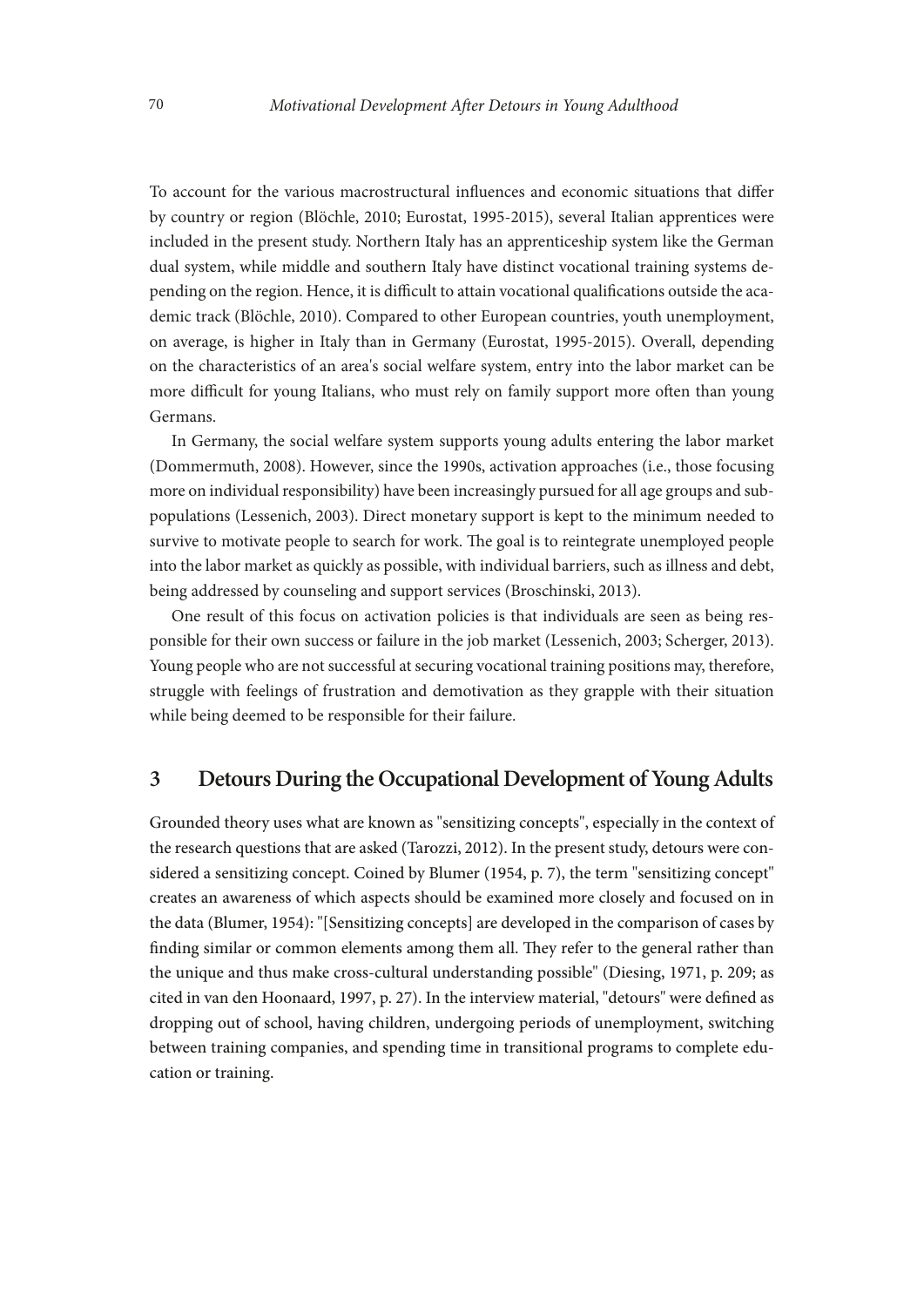To account for the various macrostructural influences and economic situations that differ by country or region (Blöchle, 2010; Eurostat, 1995-2015), several Italian apprentices were included in the present study. Northern Italy has an apprenticeship system like the German dual system, while middle and southern Italy have distinct vocational training systems depending on the region. Hence, it is difficult to attain vocational qualifications outside the academic track (Blöchle, 2010). Compared to other European countries, youth unemployment, on average, is higher in Italy than in Germany (Eurostat, 1995-2015). Overall, depending on the characteristics of an area's social welfare system, entry into the labor market can be more difficult for young Italians, who must rely on family support more often than young Germans.

In Germany, the social welfare system supports young adults entering the labor market (Dommermuth, 2008). However, since the 1990s, activation approaches (i.e., those focusing more on individual responsibility) have been increasingly pursued for all age groups and subpopulations (Lessenich, 2003). Direct monetary support is kept to the minimum needed to survive to motivate people to search for work. The goal is to reintegrate unemployed people into the labor market as quickly as possible, with individual barriers, such as illness and debt, being addressed by counseling and support services (Broschinski, 2013).

One result of this focus on activation policies is that individuals are seen as being responsible for their own success or failure in the job market (Lessenich, 2003; Scherger, 2013). Young people who are not successful at securing vocational training positions may, therefore, struggle with feelings of frustration and demotivation as they grapple with their situation while being deemed to be responsible for their failure.

## 3 Detours During the Occupational Development of Young Adults

Grounded theory uses what are known as "sensitizing concepts", especially in the context of the research questions that are asked (Tarozzi, 2012). In the present study, detours were considered a sensitizing concept. Coined by Blumer (1954, p. 7), the term "sensitizing concept" creates an awareness of which aspects should be examined more closely and focused on in the data (Blumer, 1954): "[Sensitizing concepts] are developed in the comparison of cases by finding similar or common elements among them all. They refer to the general rather than the unique and thus make cross-cultural understanding possible" (Diesing, 1971, p. 209; as cited in van den Hoonaard, 1997, p. 27). In the interview material, "detours" were defined as dropping out of school, having children, undergoing periods of unemployment, switching between training companies, and spending time in transitional programs to complete education or training.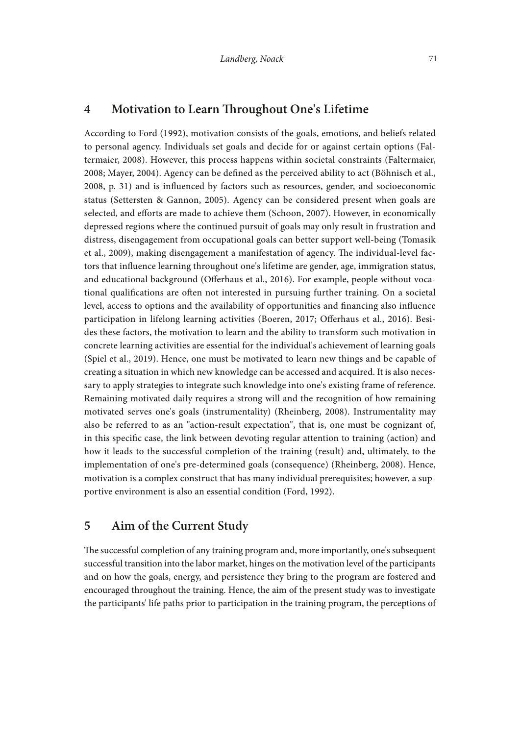## 4 Motivation to Learn Throughout One's Lifetime

According to Ford (1992), motivation consists of the goals, emotions, and beliefs related to personal agency. Individuals set goals and decide for or against certain options (Faltermaier, 2008). However, this process happens within societal constraints (Faltermaier, 2008; Mayer, 2004). Agency can be defined as the perceived ability to act (Böhnisch et al., 2008, p. 31) and is influenced by factors such as resources, gender, and socioeconomic status (Settersten & Gannon, 2005). Agency can be considered present when goals are selected, and efforts are made to achieve them (Schoon, 2007). However, in economically depressed regions where the continued pursuit of goals may only result in frustration and distress, disengagement from occupational goals can better support well-being (Tomasik et al., 2009), making disengagement a manifestation of agency. The individual-level factors that influence learning throughout one's lifetime are gender, age, immigration status, and educational background (Offerhaus et al., 2016). For example, people without vocational qualifications are often not interested in pursuing further training. On a societal level, access to options and the availability of opportunities and financing also influence participation in lifelong learning activities (Boeren, 2017; Offerhaus et al., 2016). Besides these factors, the motivation to learn and the ability to transform such motivation in concrete learning activities are essential for the individual's achievement of learning goals (Spiel et al., 2019). Hence, one must be motivated to learn new things and be capable of creating a situation in which new knowledge can be accessed and acquired. It is also necessary to apply strategies to integrate such knowledge into one's existing frame of reference. Remaining motivated daily requires a strong will and the recognition of how remaining motivated serves one's goals (instrumentality) (Rheinberg, 2008). Instrumentality may also be referred to as an "action-result expectation", that is, one must be cognizant of, in this specific case, the link between devoting regular attention to training (action) and how it leads to the successful completion of the training (result) and, ultimately, to the implementation of one's pre-determined goals (consequence) (Rheinberg, 2008). Hence, motivation is a complex construct that has many individual prerequisites; however, a supportive environment is also an essential condition (Ford, 1992).

## 5 Aim of the Current Study

The successful completion of any training program and, more importantly, one's subsequent successful transition into the labor market, hinges on the motivation level of the participants and on how the goals, energy, and persistence they bring to the program are fostered and encouraged throughout the training. Hence, the aim of the present study was to investigate the participants' life paths prior to participation in the training program, the perceptions of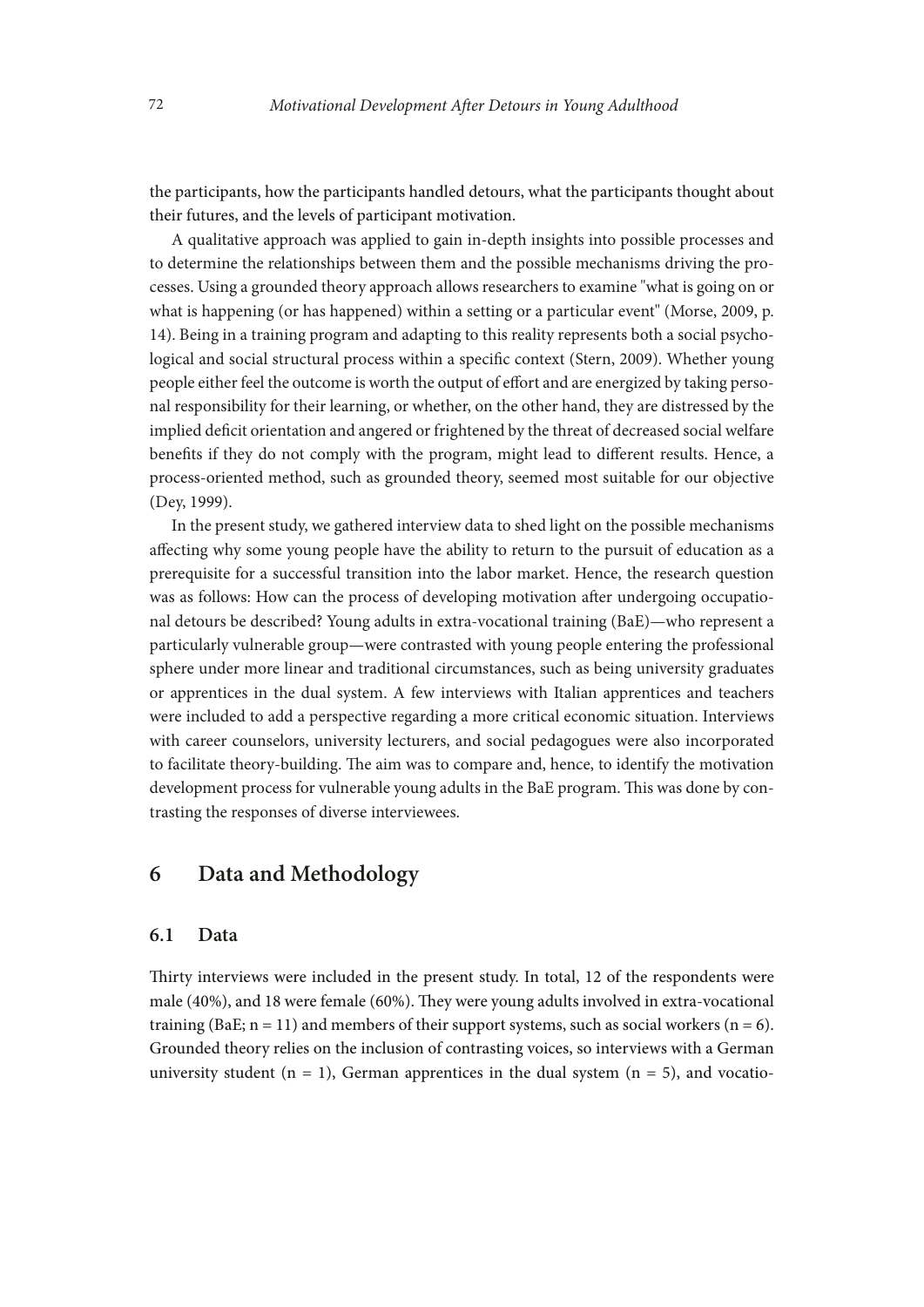the participants, how the participants handled detours, what the participants thought about their futures, and the levels of participant motivation.

A qualitative approach was applied to gain in-depth insights into possible processes and to determine the relationships between them and the possible mechanisms driving the processes. Using a grounded theory approach allows researchers to examine "what is going on or what is happening (or has happened) within a setting or a particular event" (Morse, 2009, p. 14). Being in a training program and adapting to this reality represents both a social psychological and social structural process within a specific context (Stern, 2009). Whether young people either feel the outcome is worth the output of effort and are energized by taking personal responsibility for their learning, or whether, on the other hand, they are distressed by the implied deficit orientation and angered or frightened by the threat of decreased social welfare benefits if they do not comply with the program, might lead to different results. Hence, a process-oriented method, such as grounded theory, seemed most suitable for our objective (Dey, 1999).

In the present study, we gathered interview data to shed light on the possible mechanisms affecting why some young people have the ability to return to the pursuit of education as a prerequisite for a successful transition into the labor market. Hence, the research question was as follows: How can the process of developing motivation after undergoing occupational detours be described? Young adults in extra-vocational training (BaE)—who represent a particularly vulnerable group—were contrasted with young people entering the professional sphere under more linear and traditional circumstances, such as being university graduates or apprentices in the dual system. A few interviews with Italian apprentices and teachers were included to add a perspective regarding a more critical economic situation. Interviews with career counselors, university lecturers, and social pedagogues were also incorporated to facilitate theory-building. The aim was to compare and, hence, to identify the motivation development process for vulnerable young adults in the BaE program. This was done by contrasting the responses of diverse interviewees.

# 6 Data and Methodology

## 6.1 Data

Thirty interviews were included in the present study. In total, 12 of the respondents were male (40%), and 18 were female (60%). They were young adults involved in extra-vocational training (BaE; n = 11) and members of their support systems, such as social workers (n = 6). Grounded theory relies on the inclusion of contrasting voices, so interviews with a German university student (n = 1), German apprentices in the dual system (n = 5), and vocatio-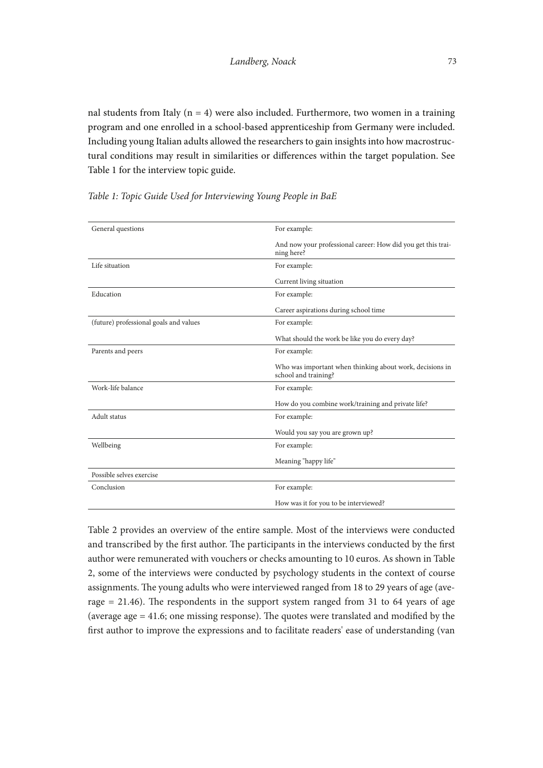nal students from Italy (n = 4) were also included. Furthermore, two women in a training program and one enrolled in a school-based apprenticeship from Germany were included. Including young Italian adults allowed the researchers to gain insights into how macrostructural conditions may result in similarities or differences within the target population. See Table 1 for the interview topic guide.

*Table 1: Topic Guide Used for Interviewing Young People in BaE*

| | |
|---|---|
| General questions | For example: |
| | And now your professional career: How did you get this training here? |
| Life situation | For example: |
| | Current living situation |
| Education | For example: |
| | Career aspirations during school time |
| (future) professional goals and values | For example: |
| | What should the work be like you do every day? |
| Parents and peers | For example: |
| | Who was important when thinking about work, decisions in school and training? |
| Work-life balance | For example: |
| | How do you combine work/training and private life? |
| Adult status | For example: |
| | Would you say you are grown up? |
| Wellbeing | For example: |
| | Meaning "happy life" |
| Possible selves exercise | |
| Conclusion | For example: |
| | How was it for you to be interviewed? |

Table 2 provides an overview of the entire sample. Most of the interviews were conducted and transcribed by the first author. The participants in the interviews conducted by the first author were remunerated with vouchers or checks amounting to 10 euros. As shown in Table 2, some of the interviews were conducted by psychology students in the context of course assignments. The young adults who were interviewed ranged from 18 to 29 years of age (average = 21.46). The respondents in the support system ranged from 31 to 64 years of age (average age = 41.6; one missing response). The quotes were translated and modified by the first author to improve the expressions and to facilitate readers' ease of understanding (van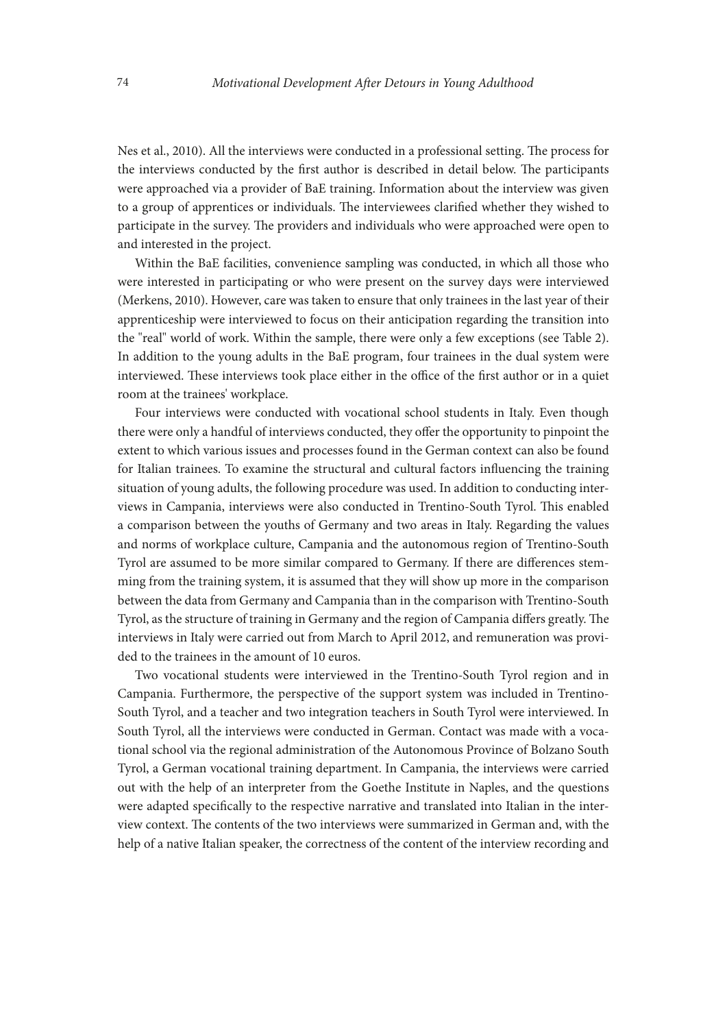Nes et al., 2010). All the interviews were conducted in a professional setting. The process for the interviews conducted by the first author is described in detail below. The participants were approached via a provider of BaE training. Information about the interview was given to a group of apprentices or individuals. The interviewees clarified whether they wished to participate in the survey. The providers and individuals who were approached were open to and interested in the project.

Within the BaE facilities, convenience sampling was conducted, in which all those who were interested in participating or who were present on the survey days were interviewed (Merkens, 2010). However, care was taken to ensure that only trainees in the last year of their apprenticeship were interviewed to focus on their anticipation regarding the transition into the "real" world of work. Within the sample, there were only a few exceptions (see Table 2). In addition to the young adults in the BaE program, four trainees in the dual system were interviewed. These interviews took place either in the office of the first author or in a quiet room at the trainees' workplace.

Four interviews were conducted with vocational school students in Italy. Even though there were only a handful of interviews conducted, they offer the opportunity to pinpoint the extent to which various issues and processes found in the German context can also be found for Italian trainees. To examine the structural and cultural factors influencing the training situation of young adults, the following procedure was used. In addition to conducting interviews in Campania, interviews were also conducted in Trentino-South Tyrol. This enabled a comparison between the youths of Germany and two areas in Italy. Regarding the values and norms of workplace culture, Campania and the autonomous region of Trentino-South Tyrol are assumed to be more similar compared to Germany. If there are differences stemming from the training system, it is assumed that they will show up more in the comparison between the data from Germany and Campania than in the comparison with Trentino-South Tyrol, as the structure of training in Germany and the region of Campania differs greatly. The interviews in Italy were carried out from March to April 2012, and remuneration was provided to the trainees in the amount of 10 euros.

Two vocational students were interviewed in the Trentino-South Tyrol region and in Campania. Furthermore, the perspective of the support system was included in Trentino-South Tyrol, and a teacher and two integration teachers in South Tyrol were interviewed. In South Tyrol, all the interviews were conducted in German. Contact was made with a vocational school via the regional administration of the Autonomous Province of Bolzano South Tyrol, a German vocational training department. In Campania, the interviews were carried out with the help of an interpreter from the Goethe Institute in Naples, and the questions were adapted specifically to the respective narrative and translated into Italian in the interview context. The contents of the two interviews were summarized in German and, with the help of a native Italian speaker, the correctness of the content of the interview recording and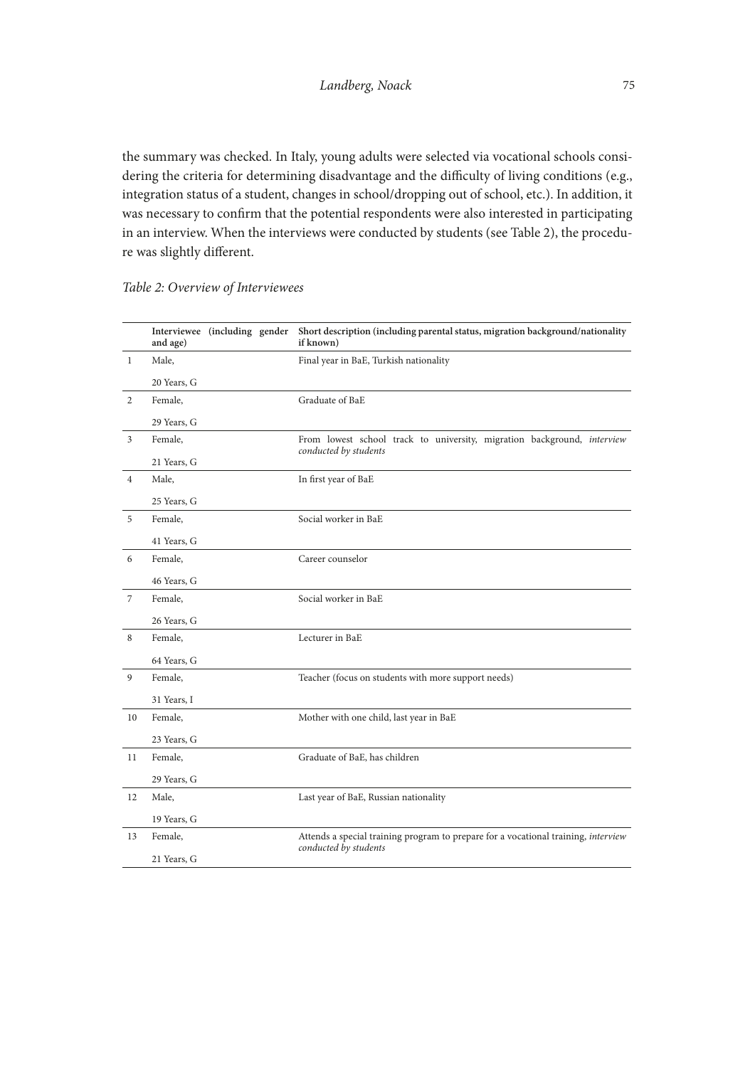the summary was checked. In Italy, young adults were selected via vocational schools considering the criteria for determining disadvantage and the difficulty of living conditions (e.g., integration status of a student, changes in school/dropping out of school, etc.). In addition, it was necessary to confirm that the potential respondents were also interested in participating in an interview. When the interviews were conducted by students (see Table 2), the procedure was slightly different.

*Table 2: Overview of Interviewees*

| | **Interviewee (including gender and age)** | **Short description (including parental status, migration background/nationality if known)** |
|---|---|---|
| 1 | Male, 20 Years, G | Final year in BaE, Turkish nationality |
| 2 | Female, 29 Years, G | Graduate of BaE |
| 3 | Female, 21 Years, G | From lowest school track to university, migration background, *interview conducted by students* |
| 4 | Male, 25 Years, G | In first year of BaE |
| 5 | Female, 41 Years, G | Social worker in BaE |
| 6 | Female, 46 Years, G | Career counselor |
| 7 | Female, 26 Years, G | Social worker in BaE |
| 8 | Female, 64 Years, G | Lecturer in BaE |
| 9 | Female, 31 Years, I | Teacher (focus on students with more support needs) |
| 10 | Female, 23 Years, G | Mother with one child, last year in BaE |
| 11 | Female, 29 Years, G | Graduate of BaE, has children |
| 12 | Male, 19 Years, G | Last year of BaE, Russian nationality |
| 13 | Female, 21 Years, G | Attends a special training program to prepare for a vocational training, *interview conducted by students* |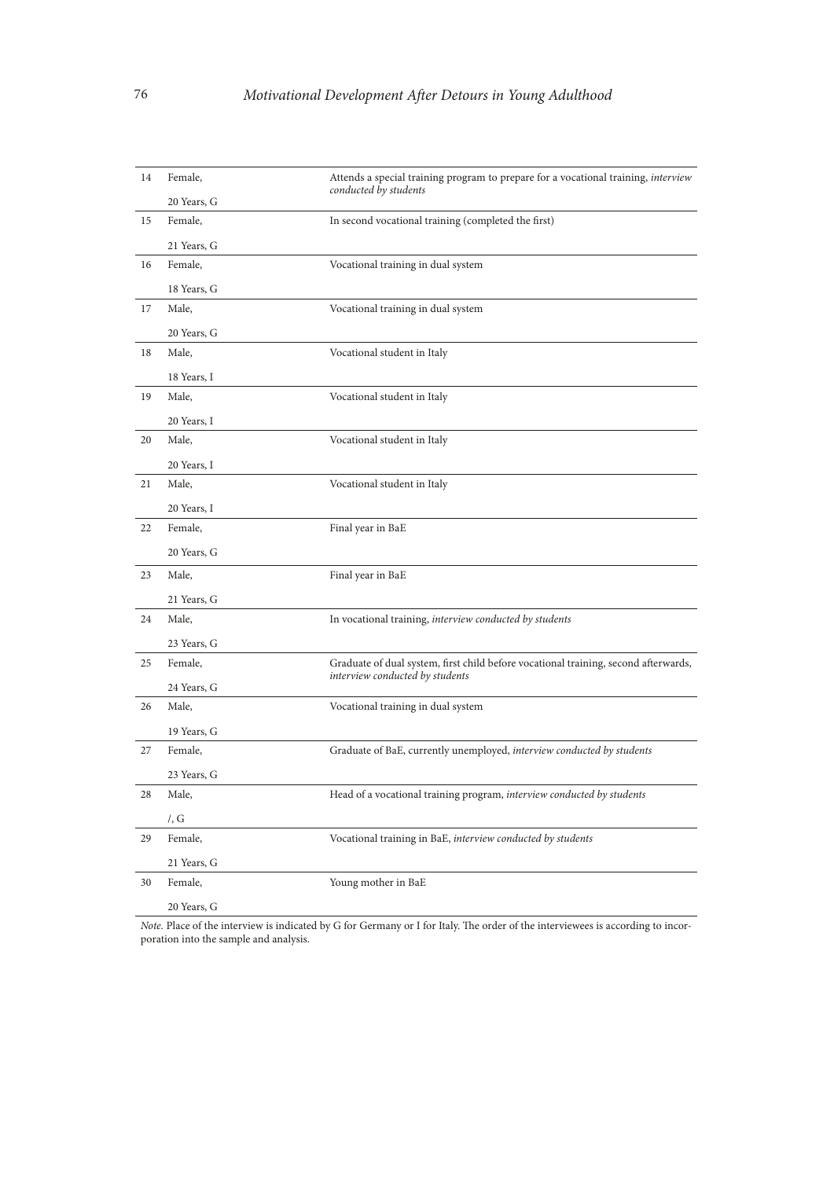| | | |
|---|---|---|
| 14 | Female, 20 Years, G | Attends a special training program to prepare for a vocational training, *interview conducted by students* |
| 15 | Female, 21 Years, G | In second vocational training (completed the first) |
| 16 | Female, 18 Years, G | Vocational training in dual system |
| 17 | Male, 20 Years, G | Vocational training in dual system |
| 18 | Male, 18 Years, I | Vocational student in Italy |
| 19 | Male, 20 Years, I | Vocational student in Italy |
| 20 | Male, 20 Years, I | Vocational student in Italy |
| 21 | Male, 20 Years, I | Vocational student in Italy |
| 22 | Female, 20 Years, G | Final year in BaE |
| 23 | Male, 21 Years, G | Final year in BaE |
| 24 | Male, 23 Years, G | In vocational training, *interview conducted by students* |
| 25 | Female, 24 Years, G | Graduate of dual system, first child before vocational training, second afterwards, *interview conducted by students* |
| 26 | Male, 19 Years, G | Vocational training in dual system |
| 27 | Female, 23 Years, G | Graduate of BaE, currently unemployed, *interview conducted by students* |
| 28 | Male, /, G | Head of a vocational training program, *interview conducted by students* |
| 29 | Female, 21 Years, G | Vocational training in BaE, *interview conducted by students* |
| 30 | Female, 20 Years, G | Young mother in BaE |

*Note.* Place of the interview is indicated by G for Germany or I for Italy. The order of the interviewees is according to incorporation into the sample and analysis.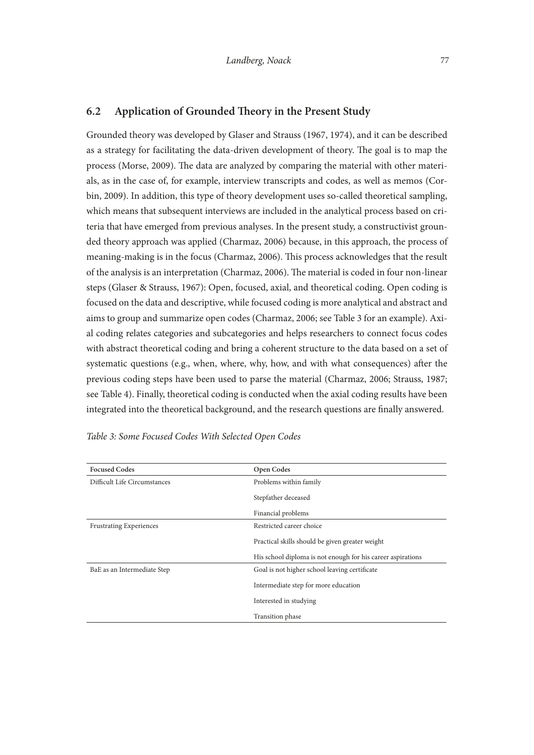## 6.2 Application of Grounded Theory in the Present Study

Grounded theory was developed by Glaser and Strauss (1967, 1974), and it can be described as a strategy for facilitating the data-driven development of theory. The goal is to map the process (Morse, 2009). The data are analyzed by comparing the material with other materials, as in the case of, for example, interview transcripts and codes, as well as memos (Corbin, 2009). In addition, this type of theory development uses so-called theoretical sampling, which means that subsequent interviews are included in the analytical process based on criteria that have emerged from previous analyses. In the present study, a constructivist grounded theory approach was applied (Charmaz, 2006) because, in this approach, the process of meaning-making is in the focus (Charmaz, 2006). This process acknowledges that the result of the analysis is an interpretation (Charmaz, 2006). The material is coded in four non-linear steps (Glaser & Strauss, 1967): Open, focused, axial, and theoretical coding. Open coding is focused on the data and descriptive, while focused coding is more analytical and abstract and aims to group and summarize open codes (Charmaz, 2006; see Table 3 for an example). Axial coding relates categories and subcategories and helps researchers to connect focus codes with abstract theoretical coding and bring a coherent structure to the data based on a set of systematic questions (e.g., when, where, why, how, and with what consequences) after the previous coding steps have been used to parse the material (Charmaz, 2006; Strauss, 1987; see Table 4). Finally, theoretical coding is conducted when the axial coding results have been integrated into the theoretical background, and the research questions are finally answered.

*Table 3: Some Focused Codes With Selected Open Codes*

| Focused Codes | Open Codes |
|---|---|
| Difficult Life Circumstances | Problems within family |
| | Stepfather deceased |
| | Financial problems |
| Frustrating Experiences | Restricted career choice |
| | Practical skills should be given greater weight |
| | His school diploma is not enough for his career aspirations |
| BaE as an Intermediate Step | Goal is not higher school leaving certificate |
| | Intermediate step for more education |
| | Interested in studying |
| | Transition phase |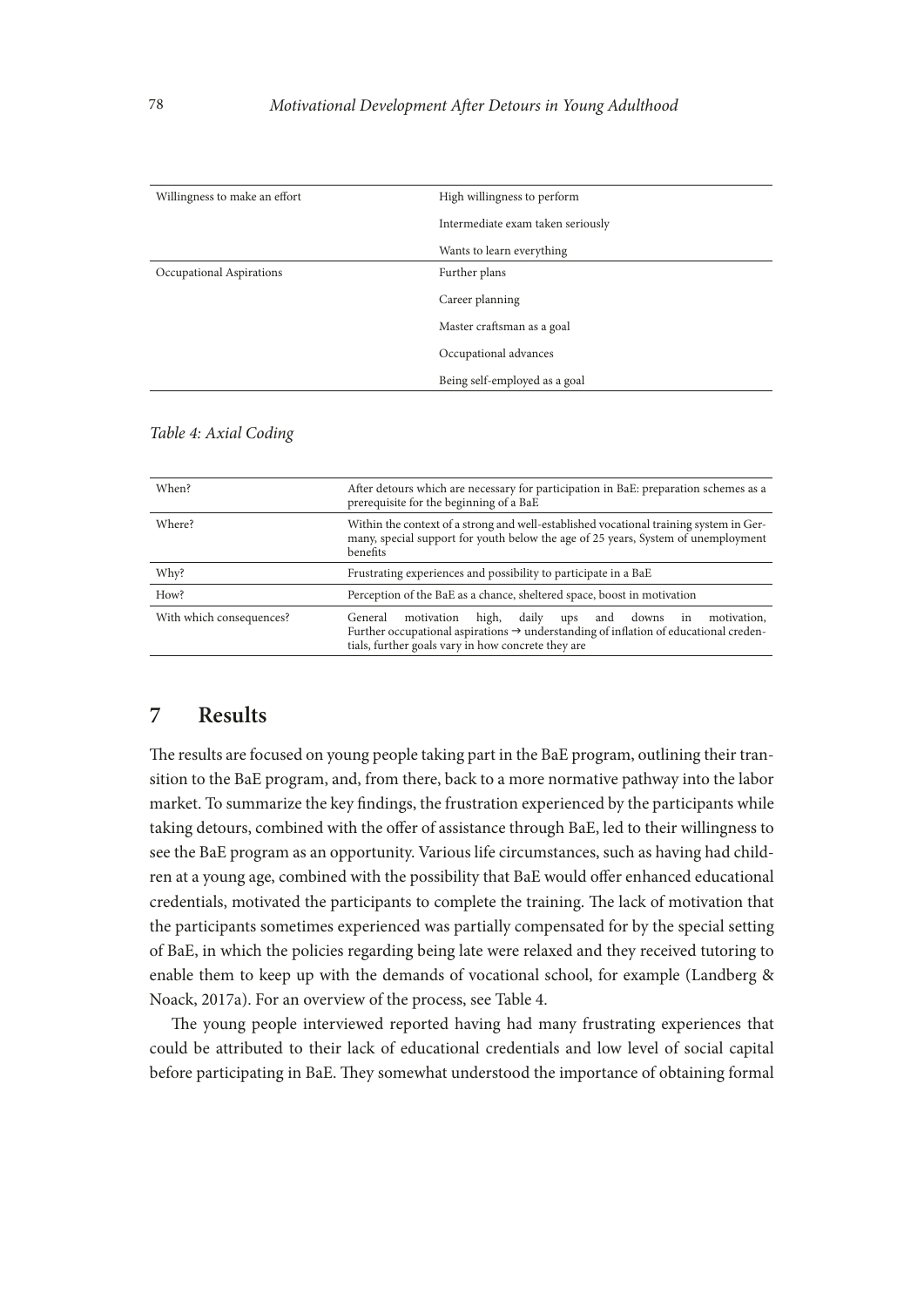| Willingness to make an effort | High willingness to perform |
| --- | --- |
| | Intermediate exam taken seriously |
| | Wants to learn everything |
| Occupational Aspirations | Further plans |
| | Career planning |
| | Master craftsman as a goal |
| | Occupational advances |
| | Being self-employed as a goal |

*Table 4: Axial Coding*

| When? | After detours which are necessary for participation in BaE: preparation schemes as a prerequisite for the beginning of a BaE |
| --- | --- |
| Where? | Within the context of a strong and well-established vocational training system in Germany, special support for youth below the age of 25 years, System of unemployment benefits |
| Why? | Frustrating experiences and possibility to participate in a BaE |
| How? | Perception of the BaE as a chance, sheltered space, boost in motivation |
| With which consequences? | General motivation high, daily ups and downs in motivation, Further occupational aspirations → understanding of inflation of educational credentials, further goals vary in how concrete they are |

## 7 Results

The results are focused on young people taking part in the BaE program, outlining their transition to the BaE program, and, from there, back to a more normative pathway into the labor market. To summarize the key findings, the frustration experienced by the participants while taking detours, combined with the offer of assistance through BaE, led to their willingness to see the BaE program as an opportunity. Various life circumstances, such as having had children at a young age, combined with the possibility that BaE would offer enhanced educational credentials, motivated the participants to complete the training. The lack of motivation that the participants sometimes experienced was partially compensated for by the special setting of BaE, in which the policies regarding being late were relaxed and they received tutoring to enable them to keep up with the demands of vocational school, for example (Landberg & Noack, 2017a). For an overview of the process, see Table 4.

The young people interviewed reported having had many frustrating experiences that could be attributed to their lack of educational credentials and low level of social capital before participating in BaE. They somewhat understood the importance of obtaining formal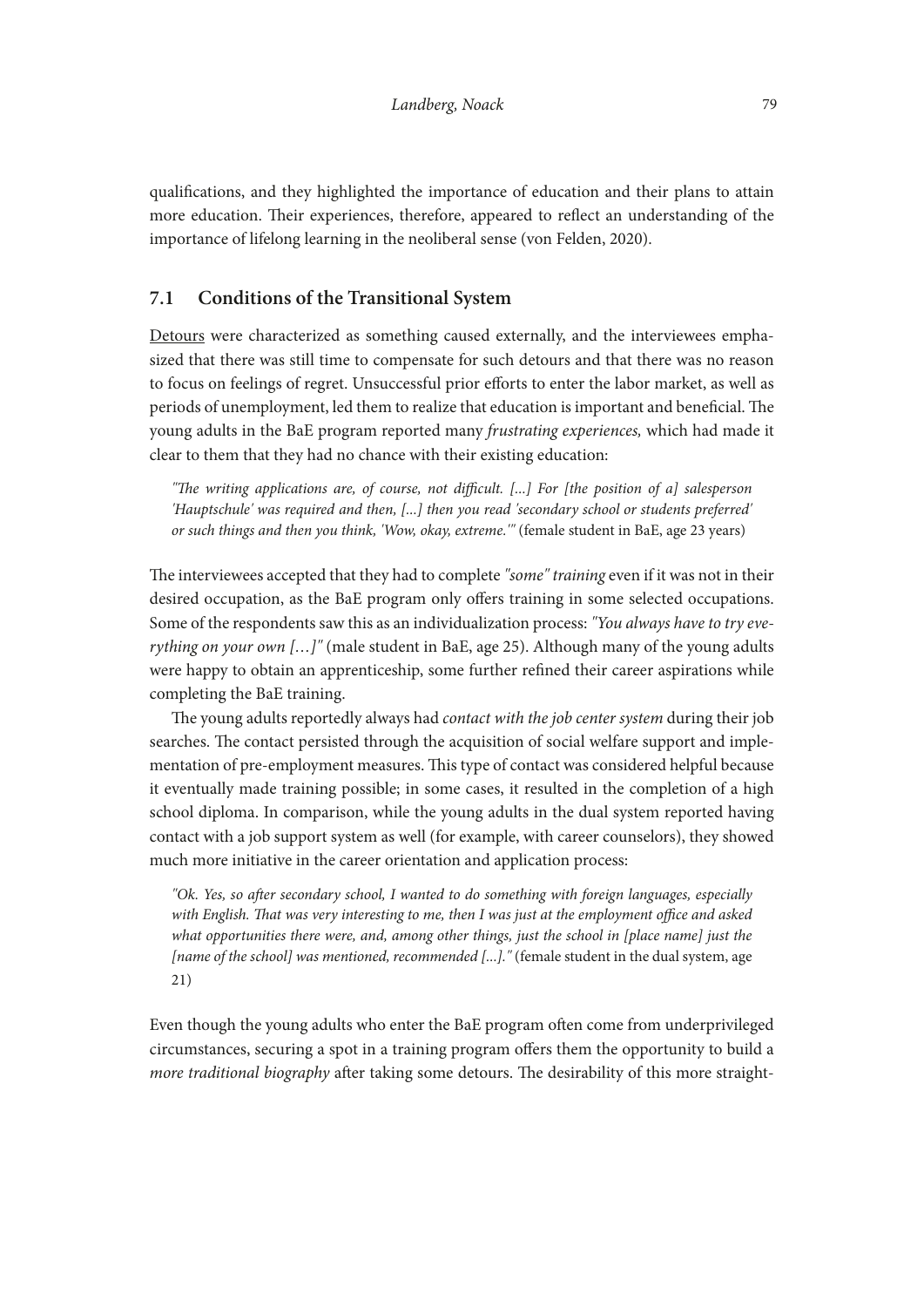qualifications, and they highlighted the importance of education and their plans to attain more education. Their experiences, therefore, appeared to reflect an understanding of the importance of lifelong learning in the neoliberal sense (von Felden, 2020).

### 7.1 Conditions of the Transitional System

<u>Detours</u> were characterized as something caused externally, and the interviewees emphasized that there was still time to compensate for such detours and that there was no reason to focus on feelings of regret. Unsuccessful prior efforts to enter the labor market, as well as periods of unemployment, led them to realize that education is important and beneficial. The young adults in the BaE program reported many *frustrating experiences,* which had made it clear to them that they had no chance with their existing education:

> *"The writing applications are, of course, not difficult. [...] For [the position of a] salesperson 'Hauptschule' was required and then, [...] then you read 'secondary school or students preferred' or such things and then you think, 'Wow, okay, extreme.'"* (female student in BaE, age 23 years)

The interviewees accepted that they had to complete *"some" training* even if it was not in their desired occupation, as the BaE program only offers training in some selected occupations. Some of the respondents saw this as an individualization process: *"You always have to try everything on your own […]"* (male student in BaE, age 25). Although many of the young adults were happy to obtain an apprenticeship, some further refined their career aspirations while completing the BaE training.

The young adults reportedly always had *contact with the job center system* during their job searches. The contact persisted through the acquisition of social welfare support and implementation of pre-employment measures. This type of contact was considered helpful because it eventually made training possible; in some cases, it resulted in the completion of a high school diploma. In comparison, while the young adults in the dual system reported having contact with a job support system as well (for example, with career counselors), they showed much more initiative in the career orientation and application process:

> *"Ok. Yes, so after secondary school, I wanted to do something with foreign languages, especially with English. That was very interesting to me, then I was just at the employment office and asked what opportunities there were, and, among other things, just the school in [place name] just the [name of the school] was mentioned, recommended [...]."* (female student in the dual system, age 21)

Even though the young adults who enter the BaE program often come from underprivileged circumstances, securing a spot in a training program offers them the opportunity to build a *more traditional biography* after taking some detours. The desirability of this more straight-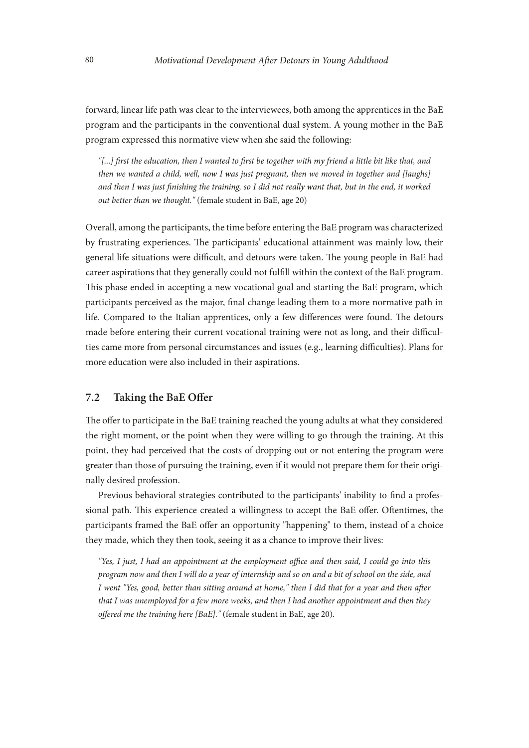forward, linear life path was clear to the interviewees, both among the apprentices in the BaE program and the participants in the conventional dual system. A young mother in the BaE program expressed this normative view when she said the following:

> *"[...] first the education, then I wanted to first be together with my friend a little bit like that, and then we wanted a child, well, now I was just pregnant, then we moved in together and [laughs] and then I was just finishing the training, so I did not really want that, but in the end, it worked out better than we thought."* (female student in BaE, age 20)

Overall, among the participants, the time before entering the BaE program was characterized by frustrating experiences. The participants' educational attainment was mainly low, their general life situations were difficult, and detours were taken. The young people in BaE had career aspirations that they generally could not fulfill within the context of the BaE program. This phase ended in accepting a new vocational goal and starting the BaE program, which participants perceived as the major, final change leading them to a more normative path in life. Compared to the Italian apprentices, only a few differences were found. The detours made before entering their current vocational training were not as long, and their difficulties came more from personal circumstances and issues (e.g., learning difficulties). Plans for more education were also included in their aspirations.

## 7.2 Taking the BaE Offer

The offer to participate in the BaE training reached the young adults at what they considered the right moment, or the point when they were willing to go through the training. At this point, they had perceived that the costs of dropping out or not entering the program were greater than those of pursuing the training, even if it would not prepare them for their originally desired profession.

Previous behavioral strategies contributed to the participants' inability to find a professional path. This experience created a willingness to accept the BaE offer. Oftentimes, the participants framed the BaE offer an opportunity "happening" to them, instead of a choice they made, which they then took, seeing it as a chance to improve their lives:

> *"Yes, I just, I had an appointment at the employment office and then said, I could go into this program now and then I will do a year of internship and so on and a bit of school on the side, and I went "Yes, good, better than sitting around at home," then I did that for a year and then after that I was unemployed for a few more weeks, and then I had another appointment and then they offered me the training here [BaE]."* (female student in BaE, age 20).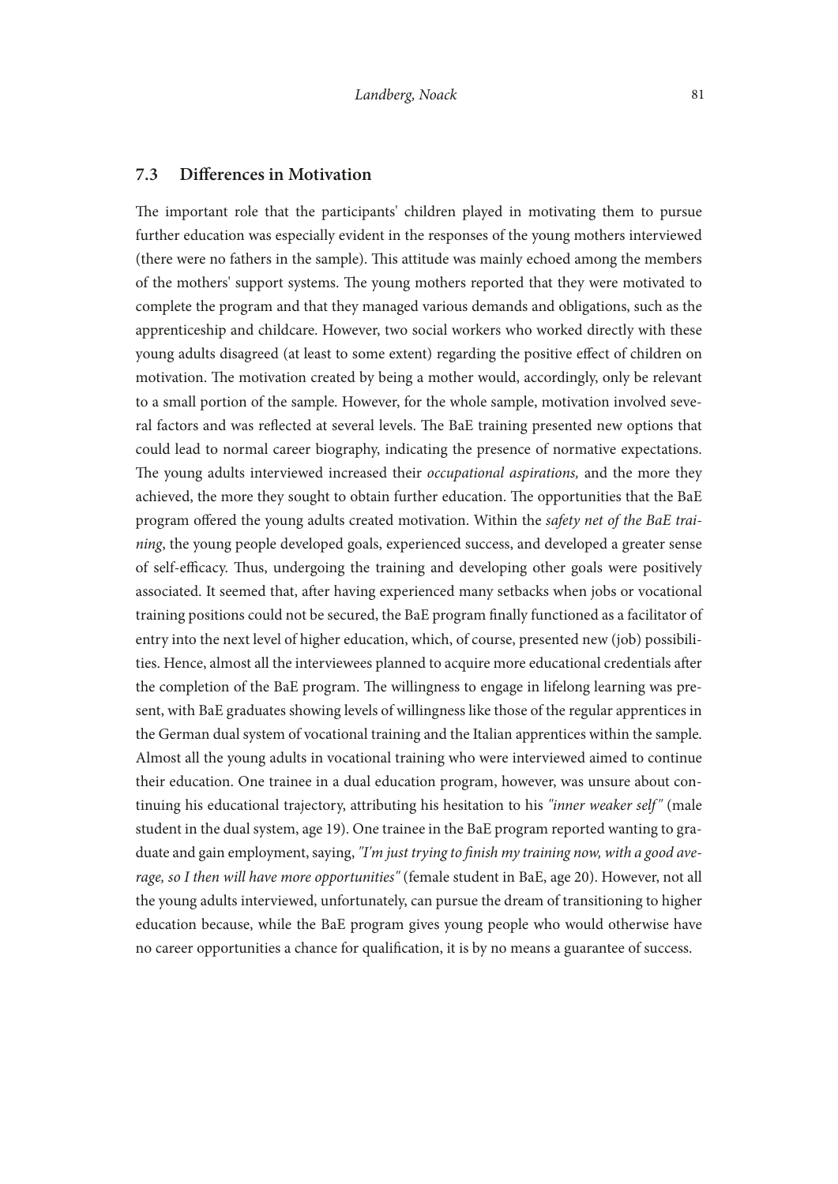### 7.3 Differences in Motivation

The important role that the participants' children played in motivating them to pursue further education was especially evident in the responses of the young mothers interviewed (there were no fathers in the sample). This attitude was mainly echoed among the members of the mothers' support systems. The young mothers reported that they were motivated to complete the program and that they managed various demands and obligations, such as the apprenticeship and childcare. However, two social workers who worked directly with these young adults disagreed (at least to some extent) regarding the positive effect of children on motivation. The motivation created by being a mother would, accordingly, only be relevant to a small portion of the sample. However, for the whole sample, motivation involved several factors and was reflected at several levels. The BaE training presented new options that could lead to normal career biography, indicating the presence of normative expectations. The young adults interviewed increased their *occupational aspirations,* and the more they achieved, the more they sought to obtain further education. The opportunities that the BaE program offered the young adults created motivation. Within the *safety net of the BaE training*, the young people developed goals, experienced success, and developed a greater sense of self-efficacy. Thus, undergoing the training and developing other goals were positively associated. It seemed that, after having experienced many setbacks when jobs or vocational training positions could not be secured, the BaE program finally functioned as a facilitator of entry into the next level of higher education, which, of course, presented new (job) possibilities. Hence, almost all the interviewees planned to acquire more educational credentials after the completion of the BaE program. The willingness to engage in lifelong learning was present, with BaE graduates showing levels of willingness like those of the regular apprentices in the German dual system of vocational training and the Italian apprentices within the sample. Almost all the young adults in vocational training who were interviewed aimed to continue their education. One trainee in a dual education program, however, was unsure about continuing his educational trajectory, attributing his hesitation to his *"inner weaker self"* (male student in the dual system, age 19). One trainee in the BaE program reported wanting to graduate and gain employment, saying, *"I'm just trying to finish my training now, with a good average, so I then will have more opportunities"* (female student in BaE, age 20). However, not all the young adults interviewed, unfortunately, can pursue the dream of transitioning to higher education because, while the BaE program gives young people who would otherwise have no career opportunities a chance for qualification, it is by no means a guarantee of success.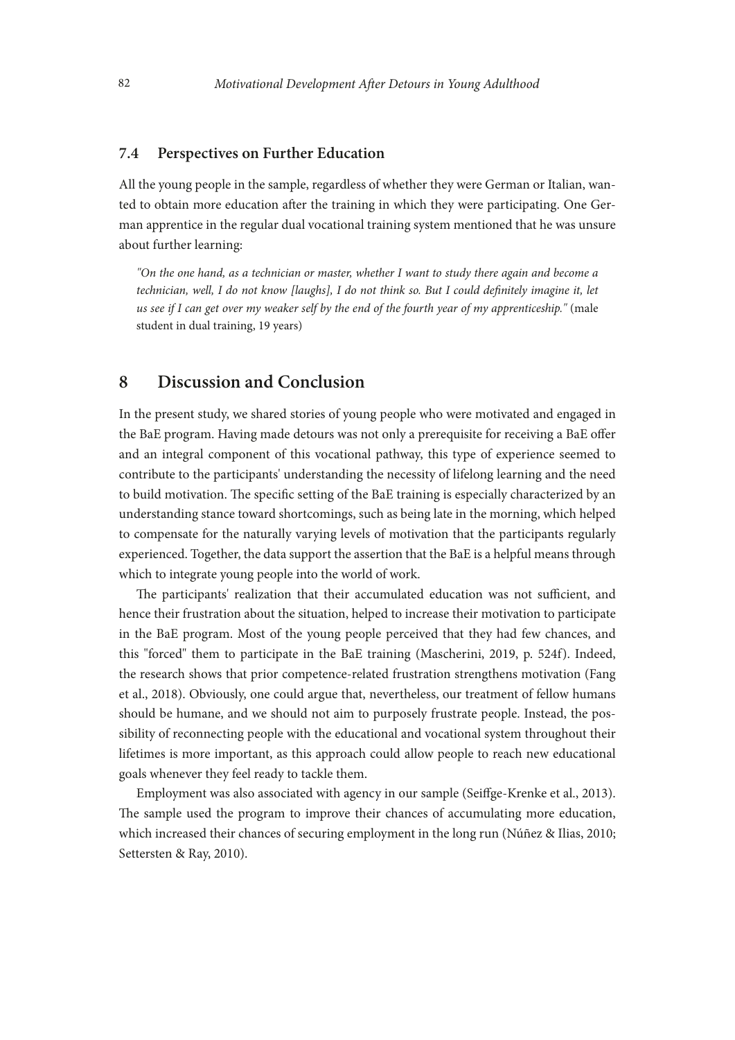### 7.4 Perspectives on Further Education

All the young people in the sample, regardless of whether they were German or Italian, wanted to obtain more education after the training in which they were participating. One German apprentice in the regular dual vocational training system mentioned that he was unsure about further learning:

> *"On the one hand, as a technician or master, whether I want to study there again and become a technician, well, I do not know [laughs], I do not think so. But I could definitely imagine it, let us see if I can get over my weaker self by the end of the fourth year of my apprenticeship."* (male student in dual training, 19 years)

## 8 Discussion and Conclusion

In the present study, we shared stories of young people who were motivated and engaged in the BaE program. Having made detours was not only a prerequisite for receiving a BaE offer and an integral component of this vocational pathway, this type of experience seemed to contribute to the participants' understanding the necessity of lifelong learning and the need to build motivation. The specific setting of the BaE training is especially characterized by an understanding stance toward shortcomings, such as being late in the morning, which helped to compensate for the naturally varying levels of motivation that the participants regularly experienced. Together, the data support the assertion that the BaE is a helpful means through which to integrate young people into the world of work.

The participants' realization that their accumulated education was not sufficient, and hence their frustration about the situation, helped to increase their motivation to participate in the BaE program. Most of the young people perceived that they had few chances, and this "forced" them to participate in the BaE training (Mascherini, 2019, p. 524f). Indeed, the research shows that prior competence-related frustration strengthens motivation (Fang et al., 2018). Obviously, one could argue that, nevertheless, our treatment of fellow humans should be humane, and we should not aim to purposely frustrate people. Instead, the possibility of reconnecting people with the educational and vocational system throughout their lifetimes is more important, as this approach could allow people to reach new educational goals whenever they feel ready to tackle them.

Employment was also associated with agency in our sample (Seiffge-Krenke et al., 2013). The sample used the program to improve their chances of accumulating more education, which increased their chances of securing employment in the long run (Núñez & Ilias, 2010; Settersten & Ray, 2010).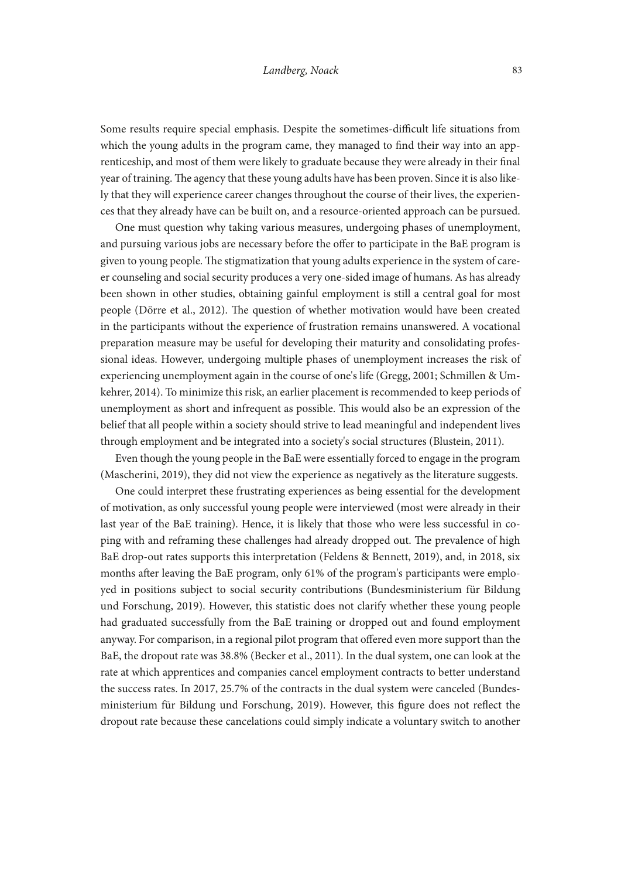Some results require special emphasis. Despite the sometimes-difficult life situations from which the young adults in the program came, they managed to find their way into an apprenticeship, and most of them were likely to graduate because they were already in their final year of training. The agency that these young adults have has been proven. Since it is also likely that they will experience career changes throughout the course of their lives, the experiences that they already have can be built on, and a resource-oriented approach can be pursued.

One must question why taking various measures, undergoing phases of unemployment, and pursuing various jobs are necessary before the offer to participate in the BaE program is given to young people. The stigmatization that young adults experience in the system of career counseling and social security produces a very one-sided image of humans. As has already been shown in other studies, obtaining gainful employment is still a central goal for most people (Dörre et al., 2012). The question of whether motivation would have been created in the participants without the experience of frustration remains unanswered. A vocational preparation measure may be useful for developing their maturity and consolidating professional ideas. However, undergoing multiple phases of unemployment increases the risk of experiencing unemployment again in the course of one's life (Gregg, 2001; Schmillen & Umkehrer, 2014). To minimize this risk, an earlier placement is recommended to keep periods of unemployment as short and infrequent as possible. This would also be an expression of the belief that all people within a society should strive to lead meaningful and independent lives through employment and be integrated into a society's social structures (Blustein, 2011).

Even though the young people in the BaE were essentially forced to engage in the program (Mascherini, 2019), they did not view the experience as negatively as the literature suggests.

One could interpret these frustrating experiences as being essential for the development of motivation, as only successful young people were interviewed (most were already in their last year of the BaE training). Hence, it is likely that those who were less successful in coping with and reframing these challenges had already dropped out. The prevalence of high BaE drop-out rates supports this interpretation (Feldens & Bennett, 2019), and, in 2018, six months after leaving the BaE program, only 61% of the program's participants were employed in positions subject to social security contributions (Bundesministerium für Bildung und Forschung, 2019). However, this statistic does not clarify whether these young people had graduated successfully from the BaE training or dropped out and found employment anyway. For comparison, in a regional pilot program that offered even more support than the BaE, the dropout rate was 38.8% (Becker et al., 2011). In the dual system, one can look at the rate at which apprentices and companies cancel employment contracts to better understand the success rates. In 2017, 25.7% of the contracts in the dual system were canceled (Bundesministerium für Bildung und Forschung, 2019). However, this figure does not reflect the dropout rate because these cancelations could simply indicate a voluntary switch to another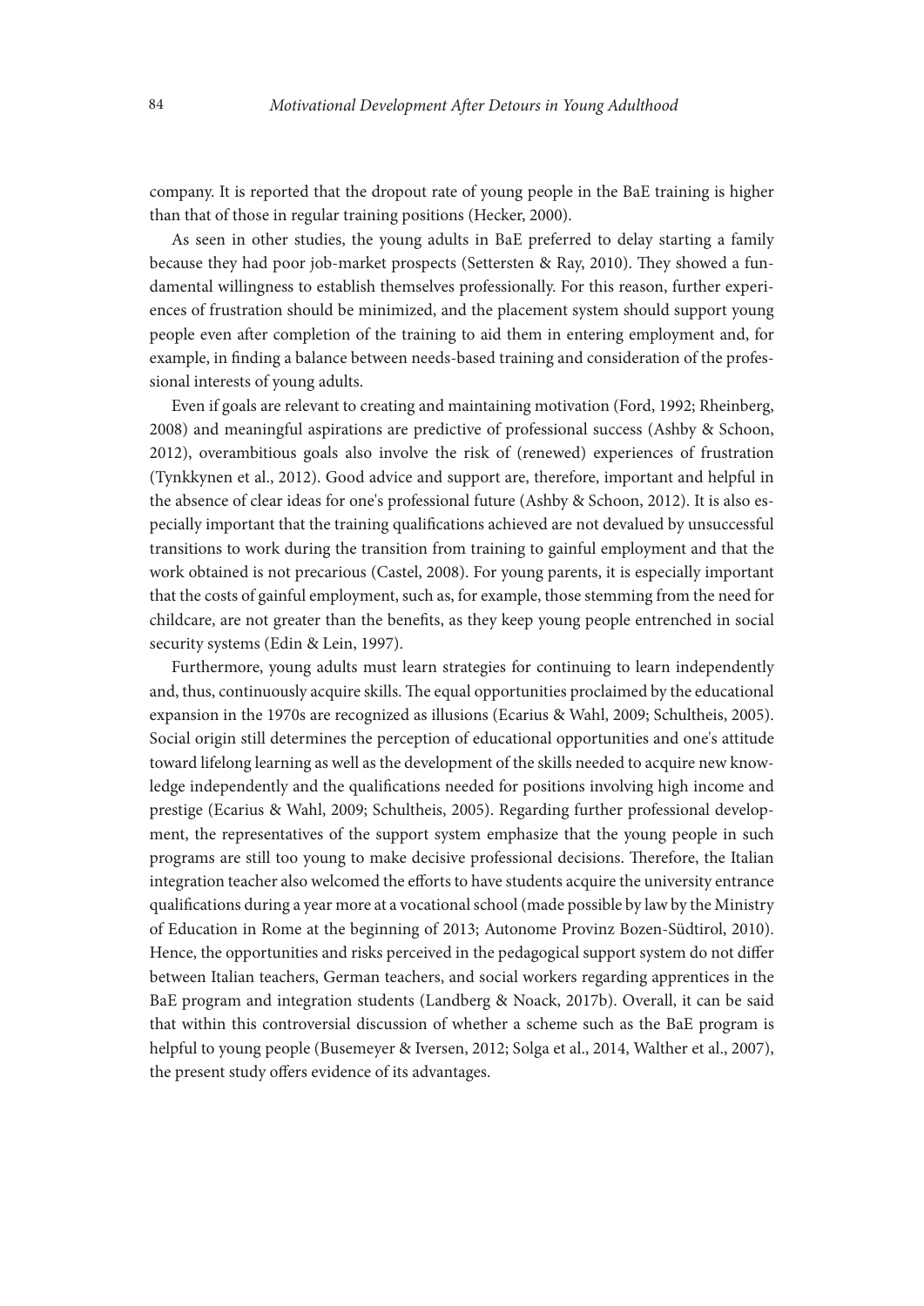company. It is reported that the dropout rate of young people in the BaE training is higher than that of those in regular training positions (Hecker, 2000).

As seen in other studies, the young adults in BaE preferred to delay starting a family because they had poor job-market prospects (Settersten & Ray, 2010). They showed a fundamental willingness to establish themselves professionally. For this reason, further experiences of frustration should be minimized, and the placement system should support young people even after completion of the training to aid them in entering employment and, for example, in finding a balance between needs-based training and consideration of the professional interests of young adults.

Even if goals are relevant to creating and maintaining motivation (Ford, 1992; Rheinberg, 2008) and meaningful aspirations are predictive of professional success (Ashby & Schoon, 2012), overambitious goals also involve the risk of (renewed) experiences of frustration (Tynkkynen et al., 2012). Good advice and support are, therefore, important and helpful in the absence of clear ideas for one's professional future (Ashby & Schoon, 2012). It is also especially important that the training qualifications achieved are not devalued by unsuccessful transitions to work during the transition from training to gainful employment and that the work obtained is not precarious (Castel, 2008). For young parents, it is especially important that the costs of gainful employment, such as, for example, those stemming from the need for childcare, are not greater than the benefits, as they keep young people entrenched in social security systems (Edin & Lein, 1997).

Furthermore, young adults must learn strategies for continuing to learn independently and, thus, continuously acquire skills. The equal opportunities proclaimed by the educational expansion in the 1970s are recognized as illusions (Ecarius & Wahl, 2009; Schultheis, 2005). Social origin still determines the perception of educational opportunities and one's attitude toward lifelong learning as well as the development of the skills needed to acquire new knowledge independently and the qualifications needed for positions involving high income and prestige (Ecarius & Wahl, 2009; Schultheis, 2005). Regarding further professional development, the representatives of the support system emphasize that the young people in such programs are still too young to make decisive professional decisions. Therefore, the Italian integration teacher also welcomed the efforts to have students acquire the university entrance qualifications during a year more at a vocational school (made possible by law by the Ministry of Education in Rome at the beginning of 2013; Autonome Provinz Bozen-Südtirol, 2010). Hence, the opportunities and risks perceived in the pedagogical support system do not differ between Italian teachers, German teachers, and social workers regarding apprentices in the BaE program and integration students (Landberg & Noack, 2017b). Overall, it can be said that within this controversial discussion of whether a scheme such as the BaE program is helpful to young people (Busemeyer & Iversen, 2012; Solga et al., 2014, Walther et al., 2007), the present study offers evidence of its advantages.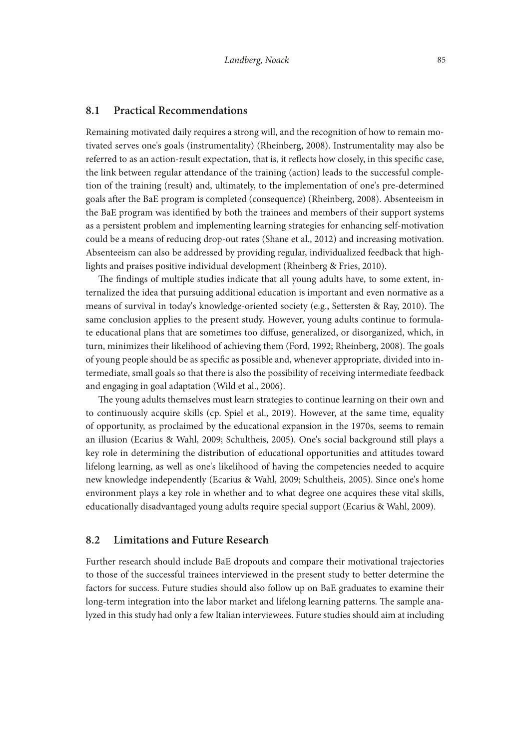## 8.1 Practical Recommendations

Remaining motivated daily requires a strong will, and the recognition of how to remain motivated serves one's goals (instrumentality) (Rheinberg, 2008). Instrumentality may also be referred to as an action-result expectation, that is, it reflects how closely, in this specific case, the link between regular attendance of the training (action) leads to the successful completion of the training (result) and, ultimately, to the implementation of one's pre-determined goals after the BaE program is completed (consequence) (Rheinberg, 2008). Absenteeism in the BaE program was identified by both the trainees and members of their support systems as a persistent problem and implementing learning strategies for enhancing self-motivation could be a means of reducing drop-out rates (Shane et al., 2012) and increasing motivation. Absenteeism can also be addressed by providing regular, individualized feedback that highlights and praises positive individual development (Rheinberg & Fries, 2010).

The findings of multiple studies indicate that all young adults have, to some extent, internalized the idea that pursuing additional education is important and even normative as a means of survival in today's knowledge-oriented society (e.g., Settersten & Ray, 2010). The same conclusion applies to the present study. However, young adults continue to formulate educational plans that are sometimes too diffuse, generalized, or disorganized, which, in turn, minimizes their likelihood of achieving them (Ford, 1992; Rheinberg, 2008). The goals of young people should be as specific as possible and, whenever appropriate, divided into intermediate, small goals so that there is also the possibility of receiving intermediate feedback and engaging in goal adaptation (Wild et al., 2006).

The young adults themselves must learn strategies to continue learning on their own and to continuously acquire skills (cp. Spiel et al., 2019). However, at the same time, equality of opportunity, as proclaimed by the educational expansion in the 1970s, seems to remain an illusion (Ecarius & Wahl, 2009; Schultheis, 2005). One's social background still plays a key role in determining the distribution of educational opportunities and attitudes toward lifelong learning, as well as one's likelihood of having the competencies needed to acquire new knowledge independently (Ecarius & Wahl, 2009; Schultheis, 2005). Since one's home environment plays a key role in whether and to what degree one acquires these vital skills, educationally disadvantaged young adults require special support (Ecarius & Wahl, 2009).

## 8.2 Limitations and Future Research

Further research should include BaE dropouts and compare their motivational trajectories to those of the successful trainees interviewed in the present study to better determine the factors for success. Future studies should also follow up on BaE graduates to examine their long-term integration into the labor market and lifelong learning patterns. The sample analyzed in this study had only a few Italian interviewees. Future studies should aim at including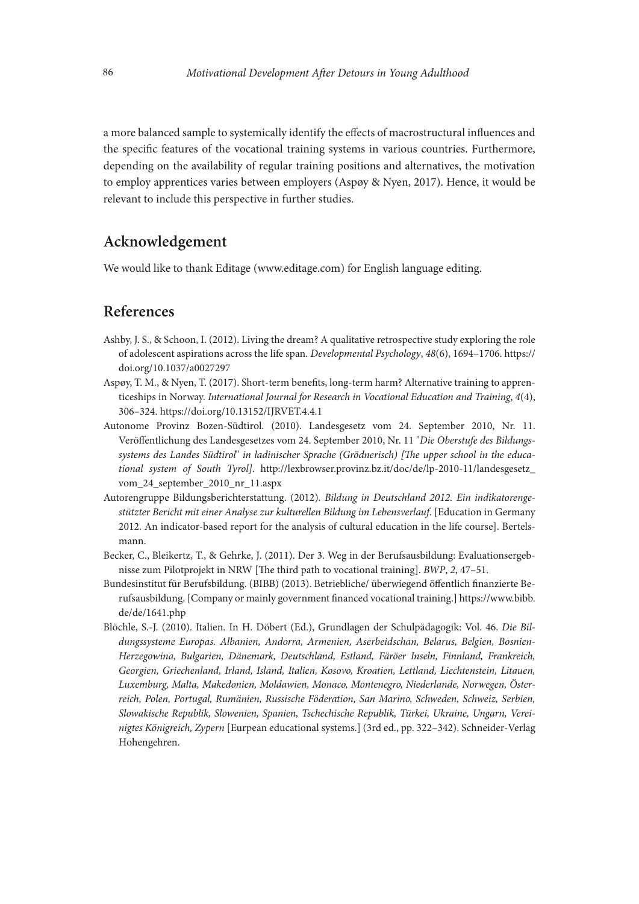a more balanced sample to systemically identify the effects of macrostructural influences and the specific features of the vocational training systems in various countries. Furthermore, depending on the availability of regular training positions and alternatives, the motivation to employ apprentices varies between employers (Aspøy & Nyen, 2017). Hence, it would be relevant to include this perspective in further studies.

## Acknowledgement

We would like to thank Editage (www.editage.com) for English language editing.

## References

Ashby, J. S., & Schoon, I. (2012). Living the dream? A qualitative retrospective study exploring the role of adolescent aspirations across the life span. *Developmental Psychology*, *48*(6), 1694–1706. https://doi.org/10.1037/a0027297

Aspøy, T. M., & Nyen, T. (2017). Short-term benefits, long-term harm? Alternative training to apprenticeships in Norway. *International Journal for Research in Vocational Education and Training*, *4*(4), 306–324. https://doi.org/10.13152/IJRVET.4.4.1

Autonome Provinz Bozen-Südtirol. (2010). Landesgesetz vom 24. September 2010, Nr. 11. Veröffentlichung des Landesgesetzes vom 24. September 2010, Nr. 11 "*Die Oberstufe des Bildungssystems des Landes Südtirol*" *in ladinischer Sprache (Grödnerisch) [The upper school in the educational system of South Tyrol]*. http://lexbrowser.provinz.bz.it/doc/de/lp-2010-11/landesgesetz_vom_24_september_2010_nr_11.aspx

Autorengruppe Bildungsberichterstattung. (2012). *Bildung in Deutschland 2012. Ein indikatorengestützter Bericht mit einer Analyse zur kulturellen Bildung im Lebensverlauf*. [Education in Germany 2012. An indicator-based report for the analysis of cultural education in the life course]. Bertelsmann.

Becker, C., Bleikertz, T., & Gehrke, J. (2011). Der 3. Weg in der Berufsausbildung: Evaluationsergebnisse zum Pilotprojekt in NRW [The third path to vocational training]. *BWP*, *2*, 47–51.

Bundesinstitut für Berufsbildung. (BIBB) (2013). Betriebliche/ überwiegend öffentlich finanzierte Berufsausbildung. [Company or mainly government financed vocational training.] https://www.bibb.de/de/1641.php

Blöchle, S.-J. (2010). Italien. In H. Döbert (Ed.), Grundlagen der Schulpädagogik: Vol. 46. *Die Bildungssysteme Europas. Albanien, Andorra, Armenien, Aserbeidschan, Belarus, Belgien, Bosnien-Herzegowina, Bulgarien, Dänemark, Deutschland, Estland, Färöer Inseln, Finnland, Frankreich, Georgien, Griechenland, Irland, Island, Italien, Kosovo, Kroatien, Lettland, Liechtenstein, Litauen, Luxemburg, Malta, Makedonien, Moldawien, Monaco, Montenegro, Niederlande, Norwegen, Österreich, Polen, Portugal, Rumänien, Russische Föderation, San Marino, Schweden, Schweiz, Serbien, Slowakische Republik, Slowenien, Spanien, Tschechische Republik, Türkei, Ukraine, Ungarn, Vereinigtes Königreich, Zypern* [Eurpean educational systems.] (3rd ed., pp. 322–342). Schneider-Verlag Hohengehren.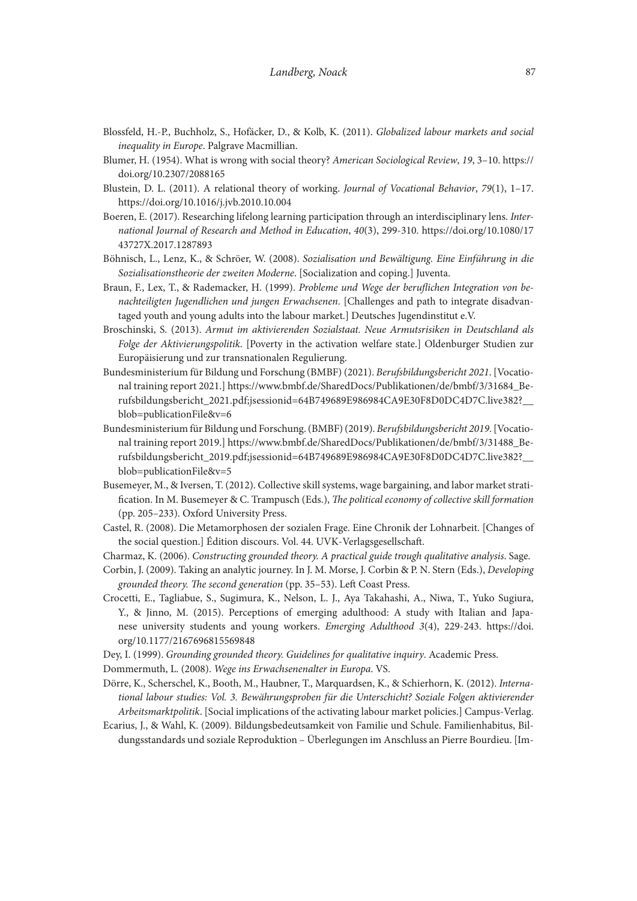Blossfeld, H.-P., Buchholz, S., Hofäcker, D., & Kolb, K. (2011). *Globalized labour markets and social inequality in Europe*. Palgrave Macmillian.

Blumer, H. (1954). What is wrong with social theory? *American Sociological Review*, *19*, 3–10. https://doi.org/10.2307/2088165

Blustein, D. L. (2011). A relational theory of working. *Journal of Vocational Behavior*, *79*(1), 1–17. https://doi.org/10.1016/j.jvb.2010.10.004

Boeren, E. (2017). Researching lifelong learning participation through an interdisciplinary lens. *International Journal of Research and Method in Education*, *40*(3), 299-310. https://doi.org/10.1080/1743727X.2017.1287893

Böhnisch, L., Lenz, K., & Schröer, W. (2008). *Sozialisation und Bewältigung. Eine Einführung in die Sozialisationstheorie der zweiten Moderne*. [Socialization and coping.] Juventa.

Braun, F., Lex, T., & Rademacker, H. (1999). *Probleme und Wege der beruflichen Integration von benachteiligten Jugendlichen und jungen Erwachsenen*. [Challenges and path to integrate disadvantaged youth and young adults into the labour market.] Deutsches Jugendinstitut e.V.

Broschinski, S. (2013). *Armut im aktivierenden Sozialstaat. Neue Armutsrisiken in Deutschland als Folge der Aktivierungspolitik*. [Poverty in the activation welfare state.] Oldenburger Studien zur Europäisierung und zur transnationalen Regulierung.

Bundesministerium für Bildung und Forschung (BMBF) (2021). *Berufsbildungsbericht 2021*. [Vocational training report 2021.] https://www.bmbf.de/SharedDocs/Publikationen/de/bmbf/3/31684_Berufsbildungsbericht_2021.pdf;jsessionid=64B749689E986984CA9E30F8D0DC4D7C.live382?__blob=publicationFile&v=6

Bundesministerium für Bildung und Forschung. (BMBF) (2019). *Berufsbildungsbericht 2019*. [Vocational training report 2019.] https://www.bmbf.de/SharedDocs/Publikationen/de/bmbf/3/31488_Berufsbildungsbericht_2019.pdf;jsessionid=64B749689E986984CA9E30F8D0DC4D7C.live382?__blob=publicationFile&v=5

Busemeyer, M., & Iversen, T. (2012). Collective skill systems, wage bargaining, and labor market stratification. In M. Busemeyer & C. Trampusch (Eds.), *The political economy of collective skill formation* (pp. 205–233). Oxford University Press.

Castel, R. (2008). Die Metamorphosen der sozialen Frage. Eine Chronik der Lohnarbeit. [Changes of the social question.] Édition discours. Vol. 44. UVK-Verlagsgesellschaft.

Charmaz, K. (2006). *Constructing grounded theory. A practical guide trough qualitative analysis*. Sage.

Corbin, J. (2009). Taking an analytic journey. In J. M. Morse, J. Corbin & P. N. Stern (Eds.), *Developing grounded theory. The second generation* (pp. 35–53). Left Coast Press.

Crocetti, E., Tagliabue, S., Sugimura, K., Nelson, L. J., Aya Takahashi, A., Niwa, T., Yuko Sugiura, Y., & Jinno, M. (2015). Perceptions of emerging adulthood: A study with Italian and Japanese university students and young workers. *Emerging Adulthood 3*(4), 229-243. https://doi.org/10.1177/2167696815569848

Dey, I. (1999). *Grounding grounded theory. Guidelines for qualitative inquiry*. Academic Press.

Dommermuth, L. (2008). *Wege ins Erwachsenenalter in Europa*. VS.

Dörre, K., Scherschel, K., Booth, M., Haubner, T., Marquardsen, K., & Schierhorn, K. (2012). *International labour studies: Vol. 3. Bewährungsproben für die Unterschicht? Soziale Folgen aktivierender Arbeitsmarktpolitik*. [Social implications of the activating labour market policies.] Campus-Verlag.

Ecarius, J., & Wahl, K. (2009). Bildungsbedeutsamkeit von Familie und Schule. Familienhabitus, Bildungsstandards und soziale Reproduktion – Überlegungen im Anschluss an Pierre Bourdieu. [Im-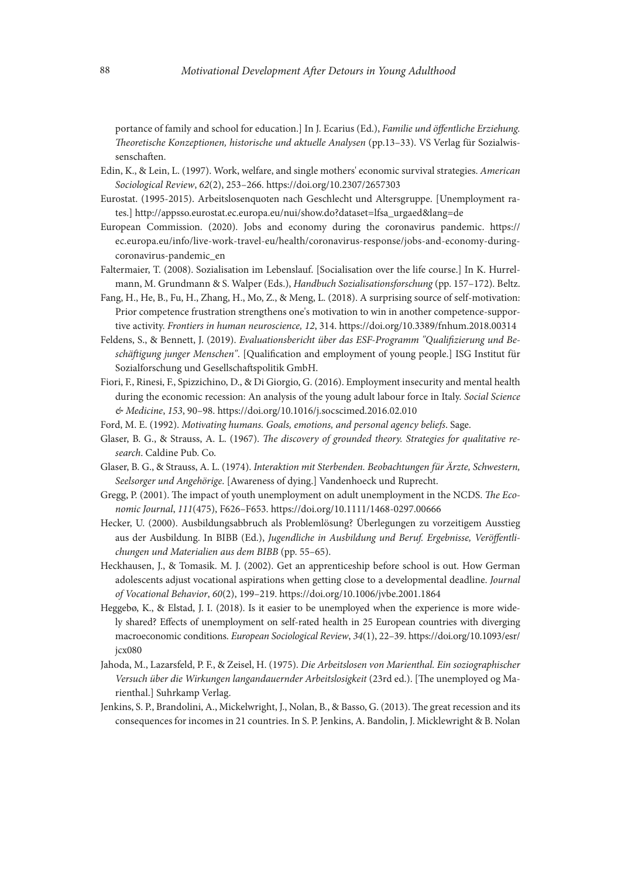portance of family and school for education.] In J. Ecarius (Ed.), *Familie und öffentliche Erziehung. Theoretische Konzeptionen, historische und aktuelle Analysen* (pp.13–33). VS Verlag für Sozialwissenschaften.

Edin, K., & Lein, L. (1997). Work, welfare, and single mothers' economic survival strategies. *American Sociological Review*, *62*(2), 253–266. https://doi.org/10.2307/2657303

Eurostat. (1995-2015). Arbeitslosenquoten nach Geschlecht und Altersgruppe. [Unemployment rates.] http://appsso.eurostat.ec.europa.eu/nui/show.do?dataset=lfsa_urgaed&lang=de

European Commission. (2020). Jobs and economy during the coronavirus pandemic. https://ec.europa.eu/info/live-work-travel-eu/health/coronavirus-response/jobs-and-economy-during-coronavirus-pandemic_en

Faltermaier, T. (2008). Sozialisation im Lebenslauf. [Socialisation over the life course.] In K. Hurrelmann, M. Grundmann & S. Walper (Eds.), *Handbuch Sozialisationsforschung* (pp. 157–172). Beltz.

Fang, H., He, B., Fu, H., Zhang, H., Mo, Z., & Meng, L. (2018). A surprising source of self-motivation: Prior competence frustration strengthens one's motivation to win in another competence-supportive activity. *Frontiers in human neuroscience, 12*, 314. https://doi.org/10.3389/fnhum.2018.00314

Feldens, S., & Bennett, J. (2019). *Evaluationsbericht über das ESF-Programm "Qualifizierung und Beschäftigung junger Menschen"*. [Qualification and employment of young people.] ISG Institut für Sozialforschung und Gesellschaftspolitik GmbH.

Fiori, F., Rinesi, F., Spizzichino, D., & Di Giorgio, G. (2016). Employment insecurity and mental health during the economic recession: An analysis of the young adult labour force in Italy. *Social Science & Medicine*, *153*, 90–98. https://doi.org/10.1016/j.socscimed.2016.02.010

Ford, M. E. (1992). *Motivating humans. Goals, emotions, and personal agency beliefs*. Sage.

Glaser, B. G., & Strauss, A. L. (1967). *The discovery of grounded theory. Strategies for qualitative research*. Caldine Pub. Co.

Glaser, B. G., & Strauss, A. L. (1974). *Interaktion mit Sterbenden. Beobachtungen für Ärzte, Schwestern, Seelsorger und Angehörige.* [Awareness of dying.] Vandenhoeck und Ruprecht.

Gregg, P. (2001). The impact of youth unemployment on adult unemployment in the NCDS. *The Economic Journal*, *111*(475), F626–F653. https://doi.org/10.1111/1468-0297.00666

Hecker, U. (2000). Ausbildungsabbruch als Problemlösung? Überlegungen zu vorzeitigem Ausstieg aus der Ausbildung. In BIBB (Ed.), *Jugendliche in Ausbildung und Beruf. Ergebnisse, Veröffentlichungen und Materialien aus dem BIBB* (pp. 55–65).

Heckhausen, J., & Tomasik. M. J. (2002). Get an apprenticeship before school is out. How German adolescents adjust vocational aspirations when getting close to a developmental deadline. *Journal of Vocational Behavior*, *60*(2), 199–219. https://doi.org/10.1006/jvbe.2001.1864

Heggebø, K., & Elstad, J. I. (2018). Is it easier to be unemployed when the experience is more widely shared? Effects of unemployment on self-rated health in 25 European countries with diverging macroeconomic conditions. *European Sociological Review*, *34*(1), 22–39. https://doi.org/10.1093/esr/jcx080

Jahoda, M., Lazarsfeld, P. F., & Zeisel, H. (1975). *Die Arbeitslosen von Marienthal. Ein soziographischer Versuch über die Wirkungen langandauernder Arbeitslosigkeit* (23rd ed.). [The unemployed og Marienthal.] Suhrkamp Verlag.

Jenkins, S. P., Brandolini, A., Mickelwright, J., Nolan, B., & Basso, G. (2013). The great recession and its consequences for incomes in 21 countries. In S. P. Jenkins, A. Bandolin, J. Micklewright & B. Nolan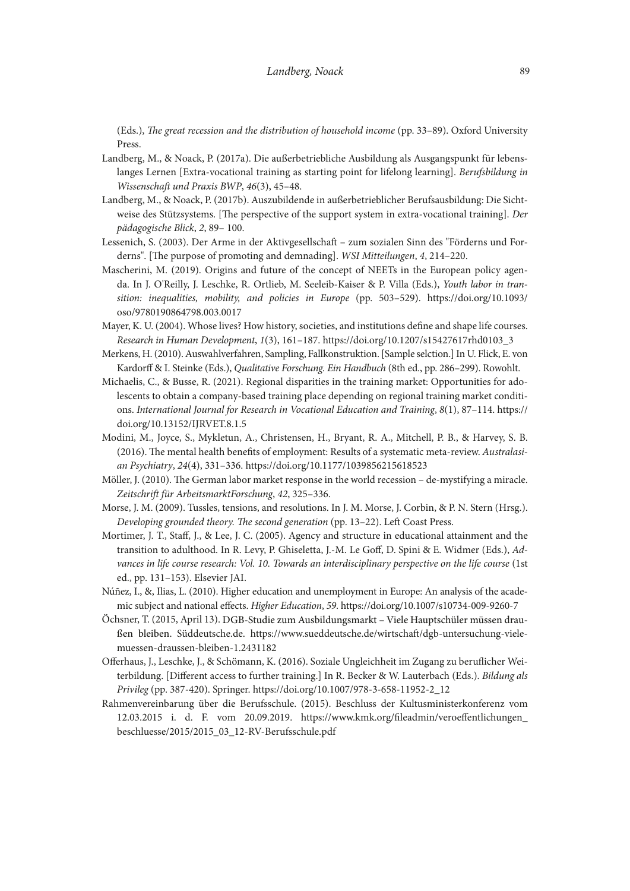(Eds.), *The great recession and the distribution of household income* (pp. 33–89). Oxford University Press.

Landberg, M., & Noack, P. (2017a). Die außerbetriebliche Ausbildung als Ausgangspunkt für lebenslanges Lernen [Extra-vocational training as starting point for lifelong learning]. *Berufsbildung in Wissenschaft und Praxis BWP*, *46*(3), 45–48.

Landberg, M., & Noack, P. (2017b). Auszubildende in außerbetrieblicher Berufsausbildung: Die Sichtweise des Stützsystems. [The perspective of the support system in extra-vocational training]. *Der pädagogische Blick*, *2*, 89– 100.

Lessenich, S. (2003). Der Arme in der Aktivgesellschaft – zum sozialen Sinn des "Förderns und Forderns". [The purpose of promoting and demnading]. *WSI Mitteilungen*, *4*, 214–220.

Mascherini, M. (2019). Origins and future of the concept of NEETs in the European policy agenda. In J. O'Reilly, J. Leschke, R. Ortlieb, M. Seeleib-Kaiser & P. Villa (Eds.), *Youth labor in transition: inequalities, mobility, and policies in Europe* (pp. 503–529). https://doi.org/10.1093/oso/9780190864798.003.0017

Mayer, K. U. (2004). Whose lives? How history, societies, and institutions define and shape life courses. *Research in Human Development*, *1*(3), 161–187. https://doi.org/10.1207/s15427617rhd0103_3

Merkens, H. (2010). Auswahlverfahren, Sampling, Fallkonstruktion. [Sample selction.] In U. Flick, E. von Kardorff & I. Steinke (Eds.), *Qualitative Forschung. Ein Handbuch* (8th ed., pp. 286–299). Rowohlt.

Michaelis, C., & Busse, R. (2021). Regional disparities in the training market: Opportunities for adolescents to obtain a company-based training place depending on regional training market conditions. *International Journal for Research in Vocational Education and Training*, *8*(1), 87–114. https://doi.org/10.13152/IJRVET.8.1.5

Modini, M., Joyce, S., Mykletun, A., Christensen, H., Bryant, R. A., Mitchell, P. B., & Harvey, S. B. (2016). The mental health benefits of employment: Results of a systematic meta-review. *Australasian Psychiatry*, *24*(4), 331–336. https://doi.org/10.1177/1039856215618523

Möller, J. (2010). The German labor market response in the world recession – de-mystifying a miracle. *Zeitschrift für ArbeitsmarktForschung*, *42*, 325–336.

Morse, J. M. (2009). Tussles, tensions, and resolutions. In J. M. Morse, J. Corbin, & P. N. Stern (Hrsg.). *Developing grounded theory. The second generation* (pp. 13–22). Left Coast Press.

Mortimer, J. T., Staff, J., & Lee, J. C. (2005). Agency and structure in educational attainment and the transition to adulthood. In R. Levy, P. Ghiseletta, J.-M. Le Goff, D. Spini & E. Widmer (Eds.), *Advances in life course research: Vol. 10. Towards an interdisciplinary perspective on the life course* (1st ed., pp. 131–153). Elsevier JAI.

Núñez, I., &, Ilias, L. (2010). Higher education and unemployment in Europe: An analysis of the academic subject and national effects. *Higher Education*, *59*. https://doi.org/10.1007/s10734-009-9260-7

Öchsner, T. (2015, April 13). DGB-Studie zum Ausbildungsmarkt – Viele Hauptschüler müssen draußen bleiben. Süddeutsche.de. https://www.sueddeutsche.de/wirtschaft/dgb-untersuchung-viele-muessen-draussen-bleiben-1.2431182

Offerhaus, J., Leschke, J., & Schömann, K. (2016). Soziale Ungleichheit im Zugang zu beruflicher Weiterbildung. [Different access to further training.] In R. Becker & W. Lauterbach (Eds.). *Bildung als Privileg* (pp. 387-420). Springer. https://doi.org/10.1007/978-3-658-11952-2_12

Rahmenvereinbarung über die Berufsschule. (2015). Beschluss der Kultusministerkonferenz vom 12.03.2015 i. d. F. vom 20.09.2019. https://www.kmk.org/fileadmin/veroeffentlichungen_beschluesse/2015/2015_03_12-RV-Berufsschule.pdf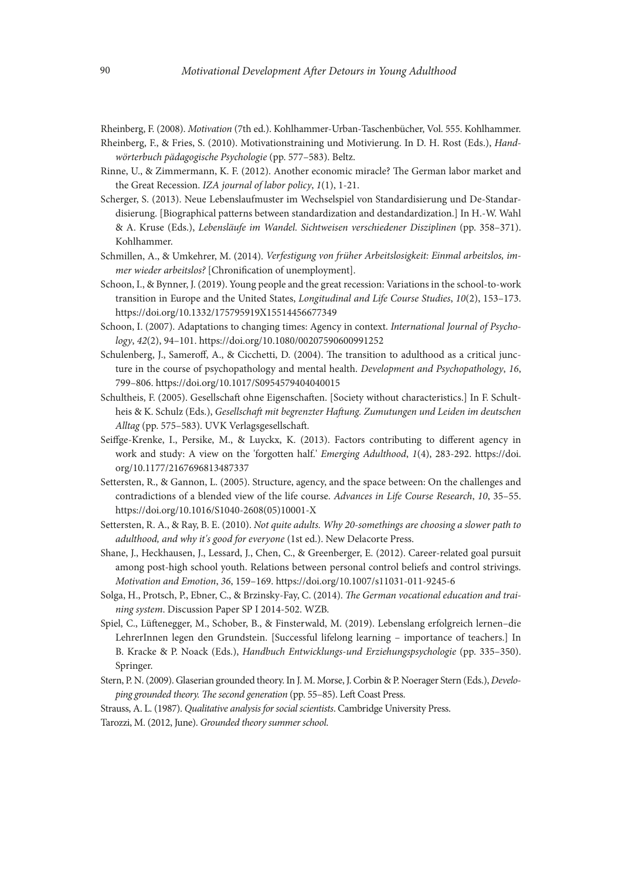Rheinberg, F. (2008). *Motivation* (7th ed.). Kohlhammer-Urban-Taschenbücher, Vol. 555. Kohlhammer.

Rheinberg, F., & Fries, S. (2010). Motivationstraining und Motivierung. In D. H. Rost (Eds.), *Handwörterbuch pädagogische Psychologie* (pp. 577–583). Beltz.

Rinne, U., & Zimmermann, K. F. (2012). Another economic miracle? The German labor market and the Great Recession. *IZA journal of labor policy*, *1*(1), 1-21.

Scherger, S. (2013). Neue Lebenslaufmuster im Wechselspiel von Standardisierung und De-Standardisierung. [Biographical patterns between standardization and destandardization.] In H.-W. Wahl & A. Kruse (Eds.), *Lebensläufe im Wandel. Sichtweisen verschiedener Disziplinen* (pp. 358–371). Kohlhammer.

Schmillen, A., & Umkehrer, M. (2014). *Verfestigung von früher Arbeitslosigkeit: Einmal arbeitslos, immer wieder arbeitslos?* [Chronification of unemployment].

Schoon, I., & Bynner, J. (2019). Young people and the great recession: Variations in the school-to-work transition in Europe and the United States, *Longitudinal and Life Course Studies*, *10*(2), 153–173. https://doi.org/10.1332/175795919X15514456677349

Schoon, I. (2007). Adaptations to changing times: Agency in context. *International Journal of Psychology*, *42*(2), 94–101. https://doi.org/10.1080/00207590600991252

Schulenberg, J., Sameroff, A., & Cicchetti, D. (2004). The transition to adulthood as a critical juncture in the course of psychopathology and mental health. *Development and Psychopathology*, *16*, 799–806. https://doi.org/10.1017/S0954579404040015

Schultheis, F. (2005). Gesellschaft ohne Eigenschaften. [Society without characteristics.] In F. Schultheis & K. Schulz (Eds.), *Gesellschaft mit begrenzter Haftung. Zumutungen und Leiden im deutschen Alltag* (pp. 575–583). UVK Verlagsgesellschaft.

Seiffge-Krenke, I., Persike, M., & Luyckx, K. (2013). Factors contributing to different agency in work and study: A view on the 'forgotten half.' *Emerging Adulthood*, *1*(4), 283-292. https://doi.org/10.1177/2167696813487337

Settersten, R., & Gannon, L. (2005). Structure, agency, and the space between: On the challenges and contradictions of a blended view of the life course. *Advances in Life Course Research*, *10*, 35–55. https://doi.org/10.1016/S1040-2608(05)10001-X

Settersten, R. A., & Ray, B. E. (2010). *Not quite adults. Why 20-somethings are choosing a slower path to adulthood, and why it's good for everyone* (1st ed.). New Delacorte Press.

Shane, J., Heckhausen, J., Lessard, J., Chen, C., & Greenberger, E. (2012). Career-related goal pursuit among post-high school youth. Relations between personal control beliefs and control strivings. *Motivation and Emotion*, *36*, 159–169. https://doi.org/10.1007/s11031-011-9245-6

Solga, H., Protsch, P., Ebner, C., & Brzinsky-Fay, C. (2014). *The German vocational education and training system*. Discussion Paper SP I 2014-502. WZB.

Spiel, C., Lüftenegger, M., Schober, B., & Finsterwald, M. (2019). Lebenslang erfolgreich lernen–die LehrerInnen legen den Grundstein. [Successful lifelong learning – importance of teachers.] In B. Kracke & P. Noack (Eds.), *Handbuch Entwicklungs-und Erziehungspsychologie* (pp. 335–350). Springer.

Stern, P. N. (2009). Glaserian grounded theory. In J. M. Morse, J. Corbin & P. Noerager Stern (Eds.), *Developing grounded theory. The second generation* (pp. 55–85). Left Coast Press.

Strauss, A. L. (1987). *Qualitative analysis for social scientists*. Cambridge University Press.

Tarozzi, M. (2012, June). *Grounded theory summer school.*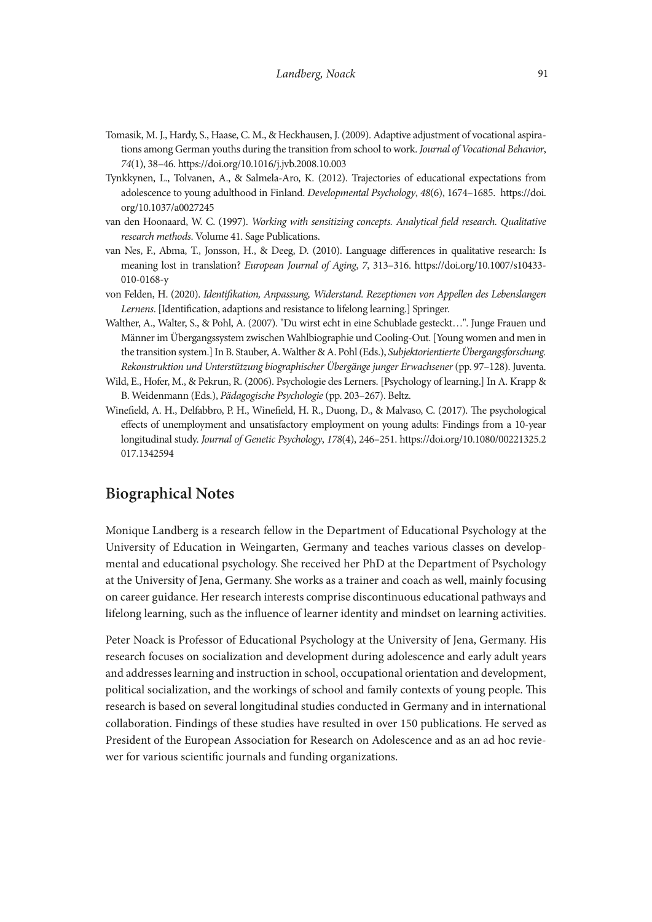Tomasik, M. J., Hardy, S., Haase, C. M., & Heckhausen, J. (2009). Adaptive adjustment of vocational aspirations among German youths during the transition from school to work. *Journal of Vocational Behavior*, *74*(1), 38–46. https://doi.org/10.1016/j.jvb.2008.10.003

Tynkkynen, L., Tolvanen, A., & Salmela-Aro, K. (2012). Trajectories of educational expectations from adolescence to young adulthood in Finland. *Developmental Psychology*, *48*(6), 1674–1685. https://doi.org/10.1037/a0027245

van den Hoonaard, W. C. (1997). *Working with sensitizing concepts. Analytical field research. Qualitative research methods*. Volume 41. Sage Publications.

van Nes, F., Abma, T., Jonsson, H., & Deeg, D. (2010). Language differences in qualitative research: Is meaning lost in translation? *European Journal of Aging*, *7*, 313–316. https://doi.org/10.1007/s10433-010-0168-y

von Felden, H. (2020). *Identifikation, Anpassung, Widerstand. Rezeptionen von Appellen des Lebenslangen Lernens*. [Identification, adaptions and resistance to lifelong learning.] Springer.

Walther, A., Walter, S., & Pohl, A. (2007). "Du wirst echt in eine Schublade gesteckt…". Junge Frauen und Männer im Übergangssystem zwischen Wahlbiographie und Cooling-Out. [Young women and men in the transition system.] In B. Stauber, A. Walther & A. Pohl (Eds.), *Subjektorientierte Übergangsforschung. Rekonstruktion und Unterstützung biographischer Übergänge junger Erwachsener* (pp. 97–128). Juventa.

Wild, E., Hofer, M., & Pekrun, R. (2006). Psychologie des Lerners. [Psychology of learning.] In A. Krapp & B. Weidenmann (Eds.), *Pädagogische Psychologie* (pp. 203–267). Beltz.

Winefield, A. H., Delfabbro, P. H., Winefield, H. R., Duong, D., & Malvaso, C. (2017). The psychological effects of unemployment and unsatisfactory employment on young adults: Findings from a 10-year longitudinal study. *Journal of Genetic Psychology*, *178*(4), 246–251. https://doi.org/10.1080/00221325.2017.1342594

## Biographical Notes

Monique Landberg is a research fellow in the Department of Educational Psychology at the University of Education in Weingarten, Germany and teaches various classes on developmental and educational psychology. She received her PhD at the Department of Psychology at the University of Jena, Germany. She works as a trainer and coach as well, mainly focusing on career guidance. Her research interests comprise discontinuous educational pathways and lifelong learning, such as the influence of learner identity and mindset on learning activities.

Peter Noack is Professor of Educational Psychology at the University of Jena, Germany. His research focuses on socialization and development during adolescence and early adult years and addresses learning and instruction in school, occupational orientation and development, political socialization, and the workings of school and family contexts of young people. This research is based on several longitudinal studies conducted in Germany and in international collaboration. Findings of these studies have resulted in over 150 publications. He served as President of the European Association for Research on Adolescence and as an ad hoc reviewer for various scientific journals and funding organizations.